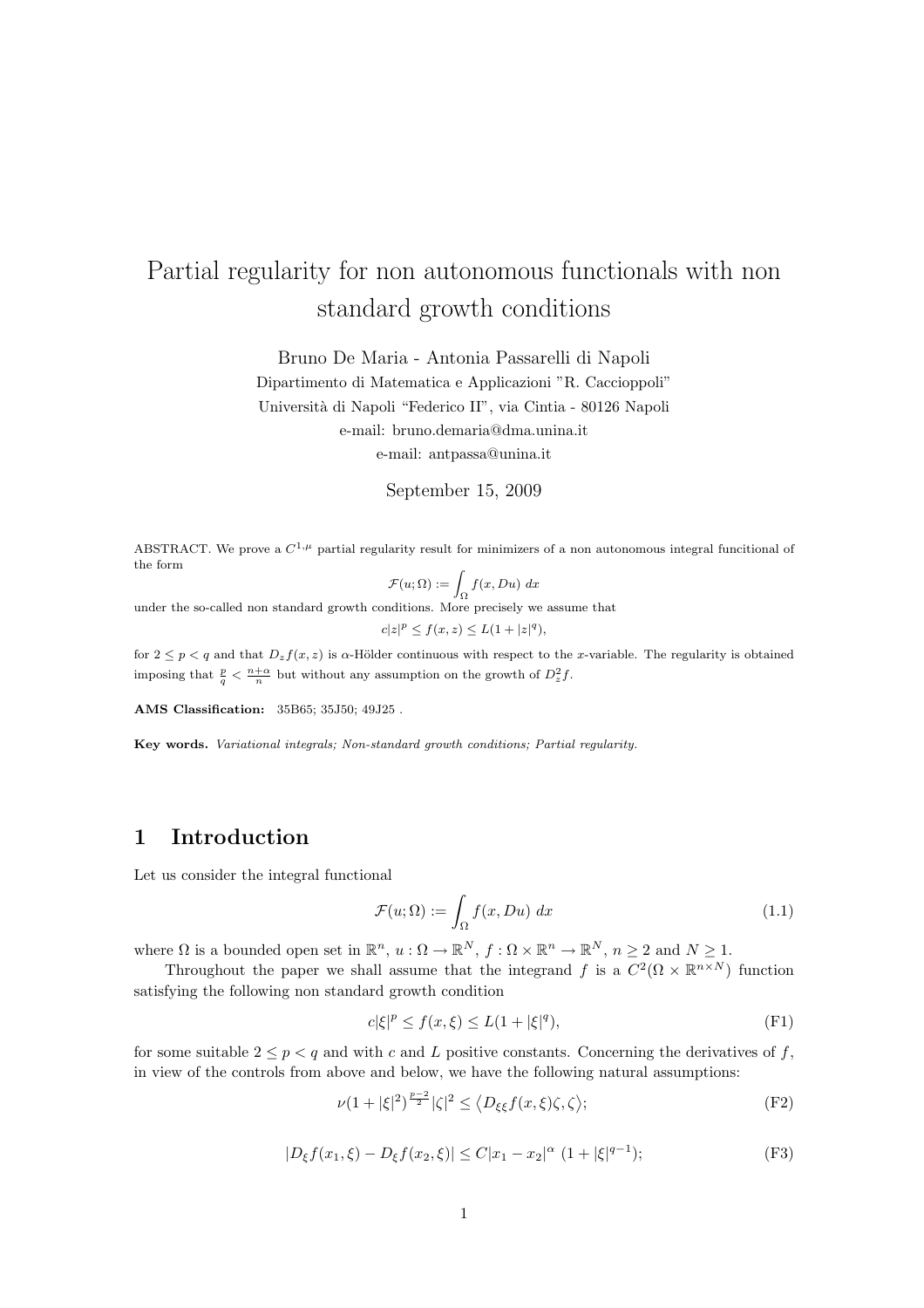# Partial regularity for non autonomous functionals with non standard growth conditions

Bruno De Maria - Antonia Passarelli di Napoli

Dipartimento di Matematica e Applicazioni "R. Caccioppoli"

Università di Napoli "Federico II", via Cintia - 80126 Napoli

e-mail: bruno.demaria@dma.unina.it

e-mail: antpassa@unina.it

September 15, 2009

ABSTRACT. We prove a $C^{1,\mu}$ partial regularity result for minimizers of a non autonomous integral funcitional of the form

$$\mathcal{F}(u;\Omega) := \int_\Omega f(x, Du)\ dx$$

under the so-called non standard growth conditions. More precisely we assume that

$$c|z|^p \le f(x,z) \le L(1 + |z|^q),$$

for $2 \le p < q$ and that $D_z f(x,z)$ is $\alpha$-Hölder continuous with respect to the $x$-variable. The regularity is obtained imposing that $\frac{p}{q} < \frac{n+\alpha}{n}$ but without any assumption on the growth of $D_z^2 f$.

**AMS Classification:** 35B65; 35J50; 49J25 .

**Key words.** *Variational integrals; Non-standard growth conditions; Partial regularity.*

## 1 Introduction

Let us consider the integral functional

$$\mathcal{F}(u;\Omega) := \int_\Omega f(x, Du)\ dx \tag{1.1}$$

where $\Omega$ is a bounded open set in $\mathbb{R}^n$, $u : \Omega \to \mathbb{R}^N$, $f : \Omega \times \mathbb{R}^n \to \mathbb{R}^N$, $n \ge 2$ and $N \ge 1$.

Throughout the paper we shall assume that the integrand $f$ is a $C^2(\Omega \times \mathbb{R}^{n\times N})$ function satisfying the following non standard growth condition

$$c|\xi|^p \le f(x,\xi) \le L(1 + |\xi|^q), \tag{F1}$$

for some suitable $2 \le p < q$ and with $c$ and $L$ positive constants. Concerning the derivatives of $f$, in view of the controls from above and below, we have the following natural assumptions:

$$\nu(1 + |\xi|^2)^{\frac{p-2}{2}}|\zeta|^2 \le \langle D_{\xi\xi} f(x,\xi)\zeta, \zeta\rangle; \tag{F2}$$

$$|D_\xi f(x_1,\xi) - D_\xi f(x_2,\xi)| \le C|x_1 - x_2|^\alpha\ (1 + |\xi|^{q-1}); \tag{F3}$$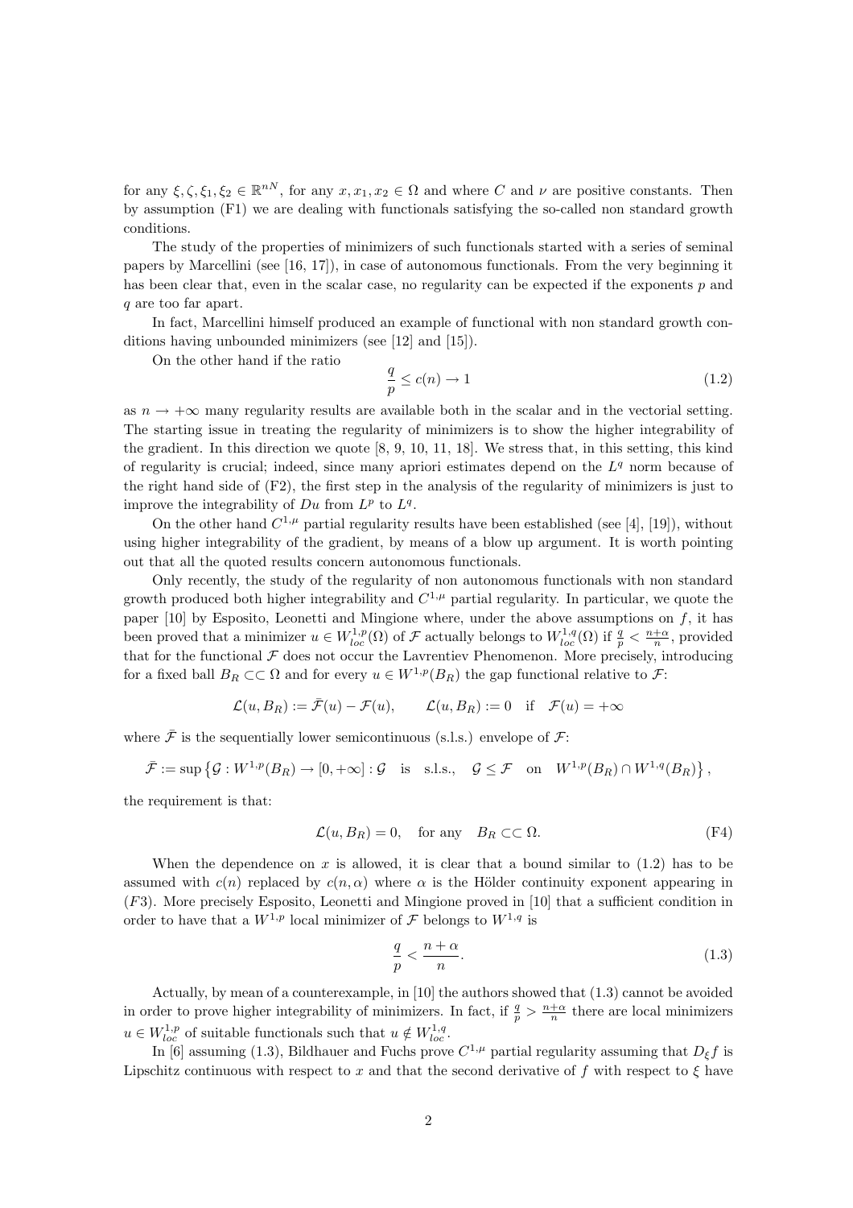for any $\xi, \zeta, \xi_1, \xi_2 \in \mathbb{R}^{nN}$, for any $x, x_1, x_2 \in \Omega$ and where $C$ and $\nu$ are positive constants. Then by assumption (F1) we are dealing with functionals satisfying the so-called non standard growth conditions.

The study of the properties of minimizers of such functionals started with a series of seminal papers by Marcellini (see [16, 17]), in case of autonomous functionals. From the very beginning it has been clear that, even in the scalar case, no regularity can be expected if the exponents $p$ and $q$ are too far apart.

In fact, Marcellini himself produced an example of functional with non standard growth conditions having unbounded minimizers (see [12] and [15]).

On the other hand if the ratio

$$\frac{q}{p} \leq c(n) \to 1 \tag{1.2}$$

as $n \to +\infty$ many regularity results are available both in the scalar and in the vectorial setting. The starting issue in treating the regularity of minimizers is to show the higher integrability of the gradient. In this direction we quote [8, 9, 10, 11, 18]. We stress that, in this setting, this kind of regularity is crucial; indeed, since many apriori estimates depend on the $L^q$ norm because of the right hand side of (F2), the first step in the analysis of the regularity of minimizers is just to improve the integrability of $Du$ from $L^p$ to $L^q$.

On the other hand $C^{1,\mu}$ partial regularity results have been established (see [4], [19]), without using higher integrability of the gradient, by means of a blow up argument. It is worth pointing out that all the quoted results concern autonomous functionals.

Only recently, the study of the regularity of non autonomous functionals with non standard growth produced both higher integrability and $C^{1,\mu}$ partial regularity. In particular, we quote the paper [10] by Esposito, Leonetti and Mingione where, under the above assumptions on $f$, it has been proved that a minimizer $u \in W^{1,p}_{loc}(\Omega)$ of $\mathcal{F}$ actually belongs to $W^{1,q}_{loc}(\Omega)$ if $\frac{q}{p} < \frac{n+\alpha}{n}$, provided that for the functional $\mathcal{F}$ does not occur the Lavrentiev Phenomenon. More precisely, introducing for a fixed ball $B_R \subset\subset \Omega$ and for every $u \in W^{1,p}(B_R)$ the gap functional relative to $\mathcal{F}$:

$$\mathcal{L}(u, B_R) := \bar{\mathcal{F}}(u) - \mathcal{F}(u), \qquad \mathcal{L}(u, B_R) := 0 \quad \text{if} \quad \mathcal{F}(u) = +\infty$$

where $\bar{\mathcal{F}}$ is the sequentially lower semicontinuous (s.l.s.) envelope of $\mathcal{F}$:

$$\bar{\mathcal{F}} := \sup\left\{\mathcal{G} : W^{1,p}(B_R) \to [0, +\infty] : \mathcal{G} \quad \text{is} \quad \text{s.l.s.}, \quad \mathcal{G} \leq \mathcal{F} \quad \text{on} \quad W^{1,p}(B_R) \cap W^{1,q}(B_R)\right\},$$

the requirement is that:

$$\mathcal{L}(u, B_R) = 0, \quad \text{for any} \quad B_R \subset\subset \Omega. \tag{F4}$$

When the dependence on $x$ is allowed, it is clear that a bound similar to (1.2) has to be assumed with $c(n)$ replaced by $c(n, \alpha)$ where $\alpha$ is the Hölder continuity exponent appearing in $(F3)$. More precisely Esposito, Leonetti and Mingione proved in [10] that a sufficient condition in order to have that a $W^{1,p}$ local minimizer of $\mathcal{F}$ belongs to $W^{1,q}$ is

$$\frac{q}{p} < \frac{n+\alpha}{n}. \tag{1.3}$$

Actually, by mean of a counterexample, in [10] the authors showed that (1.3) cannot be avoided in order to prove higher integrability of minimizers. In fact, if $\frac{q}{p} > \frac{n+\alpha}{n}$ there are local minimizers $u \in W^{1,p}_{loc}$ of suitable functionals such that $u \notin W^{1,q}_{loc}$.

In [6] assuming (1.3), Bildhauer and Fuchs prove $C^{1,\mu}$ partial regularity assuming that $D_\xi f$ is Lipschitz continuous with respect to $x$ and that the second derivative of $f$ with respect to $\xi$ have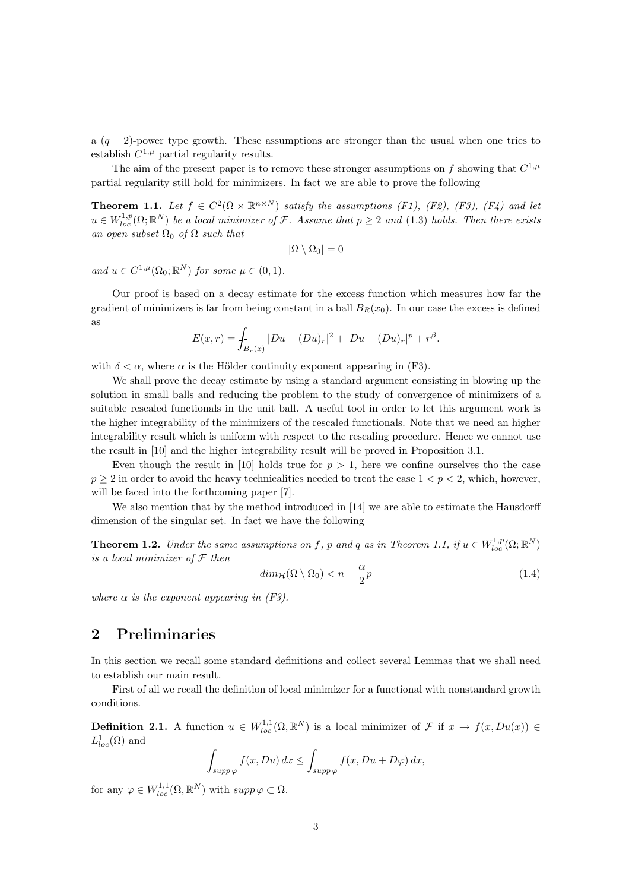a $(q-2)$-power type growth. These assumptions are stronger than the usual when one tries to establish $C^{1,\mu}$ partial regularity results.

The aim of the present paper is to remove these stronger assumptions on $f$ showing that $C^{1,\mu}$ partial regularity still hold for minimizers. In fact we are able to prove the following

**Theorem 1.1.** *Let $f \in C^2(\Omega \times \mathbb{R}^{n\times N})$ satisfy the assumptions (F1), (F2), (F3), (F4) and let $u \in W^{1,p}_{loc}(\Omega;\mathbb{R}^N)$ be a local minimizer of $\mathcal{F}$. Assume that $p \geq 2$ and (1.3) holds. Then there exists an open subset $\Omega_0$ of $\Omega$ such that*

$$|\Omega \setminus \Omega_0| = 0$$

*and $u \in C^{1,\mu}(\Omega_0;\mathbb{R}^N)$ for some $\mu \in (0,1)$.*

Our proof is based on a decay estimate for the excess function which measures how far the gradient of minimizers is far from being constant in a ball $B_R(x_0)$. In our case the excess is defined as

$$E(x,r) = \fint_{B_r(x)} |Du-(Du)_r|^2 + |Du-(Du)_r|^p + r^{\beta}.$$

with $\delta < \alpha$, where $\alpha$ is the Hölder continuity exponent appearing in (F3).

We shall prove the decay estimate by using a standard argument consisting in blowing up the solution in small balls and reducing the problem to the study of convergence of minimizers of a suitable rescaled functionals in the unit ball. A useful tool in order to let this argument work is the higher integrability of the minimizers of the rescaled functionals. Note that we need an higher integrability result which is uniform with respect to the rescaling procedure. Hence we cannot use the result in [10] and the higher integrability result will be proved in Proposition 3.1.

Even though the result in [10] holds true for $p > 1$, here we confine ourselves tho the case $p \geq 2$ in order to avoid the heavy technicalities needed to treat the case $1 < p < 2$, which, however, will be faced into the forthcoming paper [7].

We also mention that by the method introduced in [14] we are able to estimate the Hausdorff dimension of the singular set. In fact we have the following

**Theorem 1.2.** *Under the same assumptions on $f$, $p$ and $q$ as in Theorem 1.1, if $u \in W^{1,p}_{loc}(\Omega;\mathbb{R}^N)$ is a local minimizer of $\mathcal{F}$ then*

$$dim_{\mathcal{H}}(\Omega \setminus \Omega_0) < n - \frac{\alpha}{2}p \tag{1.4}$$

*where $\alpha$ is the exponent appearing in (F3).*

## 2 Preliminaries

In this section we recall some standard definitions and collect several Lemmas that we shall need to establish our main result.

First of all we recall the definition of local minimizer for a functional with nonstandard growth conditions.

**Definition 2.1.** A function $u \in W^{1,1}_{loc}(\Omega,\mathbb{R}^N)$ is a local minimizer of $\mathcal{F}$ if $x \to f(x,Du(x)) \in L^1_{loc}(\Omega)$ and

$$\int_{supp\,\varphi} f(x,Du)\,dx \leq \int_{supp\,\varphi} f(x,Du+D\varphi)\,dx,$$

for any $\varphi \in W^{1,1}_{loc}(\Omega,\mathbb{R}^N)$ with $supp\,\varphi \subset \Omega$.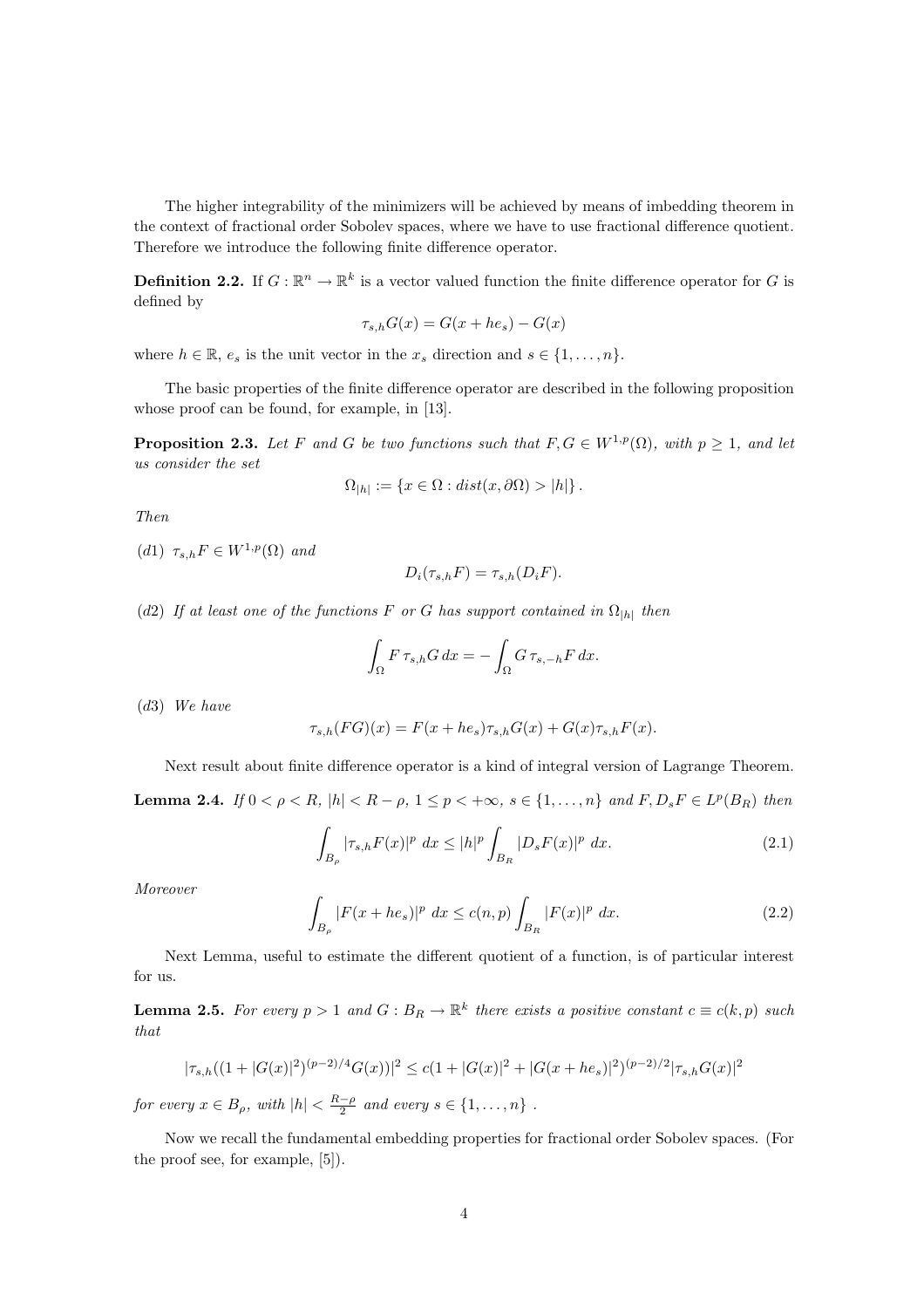The higher integrability of the minimizers will be achieved by means of imbedding theorem in the context of fractional order Sobolev spaces, where we have to use fractional difference quotient. Therefore we introduce the following finite difference operator.

**Definition 2.2.** If $G : \mathbb{R}^n \to \mathbb{R}^k$ is a vector valued function the finite difference operator for $G$ is defined by

$$\tau_{s,h} G(x) = G(x + he_s) - G(x)$$

where $h \in \mathbb{R}$, $e_s$ is the unit vector in the $x_s$ direction and $s \in \{1, \ldots, n\}$.

The basic properties of the finite difference operator are described in the following proposition whose proof can be found, for example, in [13].

**Proposition 2.3.** *Let $F$ and $G$ be two functions such that $F, G \in W^{1,p}(\Omega)$, with $p \geq 1$, and let us consider the set*

$$\Omega_{|h|} := \{x \in \Omega : dist(x, \partial\Omega) > |h|\}.$$

*Then*

*(d1) $\tau_{s,h} F \in W^{1,p}(\Omega)$ and*

$$D_i(\tau_{s,h} F) = \tau_{s,h}(D_i F).$$

*(d2) If at least one of the functions $F$ or $G$ has support contained in $\Omega_{|h|}$ then*

$$\int_\Omega F \, \tau_{s,h} G \, dx = - \int_\Omega G \, \tau_{s,-h} F \, dx.$$

*(d3) We have*

$$\tau_{s,h}(FG)(x) = F(x + he_s)\tau_{s,h} G(x) + G(x)\tau_{s,h} F(x).$$

Next result about finite difference operator is a kind of integral version of Lagrange Theorem.

**Lemma 2.4.** *If $0 < \rho < R$, $|h| < R - \rho$, $1 \leq p < +\infty$, $s \in \{1, \ldots, n\}$ and $F, D_s F \in L^p(B_R)$ then*

$$\int_{B_\rho} |\tau_{s,h} F(x)|^p \, dx \leq |h|^p \int_{B_R} |D_s F(x)|^p \, dx. \tag{2.1}$$

*Moreover*

$$\int_{B_\rho} |F(x + he_s)|^p \, dx \leq c(n, p) \int_{B_R} |F(x)|^p \, dx. \tag{2.2}$$

Next Lemma, useful to estimate the different quotient of a function, is of particular interest for us.

**Lemma 2.5.** *For every $p > 1$ and $G : B_R \to \mathbb{R}^k$ there exists a positive constant $c \equiv c(k, p)$ such that*

$$|\tau_{s,h}((1 + |G(x)|^2)^{(p-2)/4} G(x))|^2 \leq c(1 + |G(x)|^2 + |G(x + he_s)|^2)^{(p-2)/2} |\tau_{s,h} G(x)|^2$$

*for every $x \in B_\rho$, with $|h| < \frac{R-\rho}{2}$ and every $s \in \{1, \ldots, n\}$ .*

Now we recall the fundamental embedding properties for fractional order Sobolev spaces. (For the proof see, for example, [5]).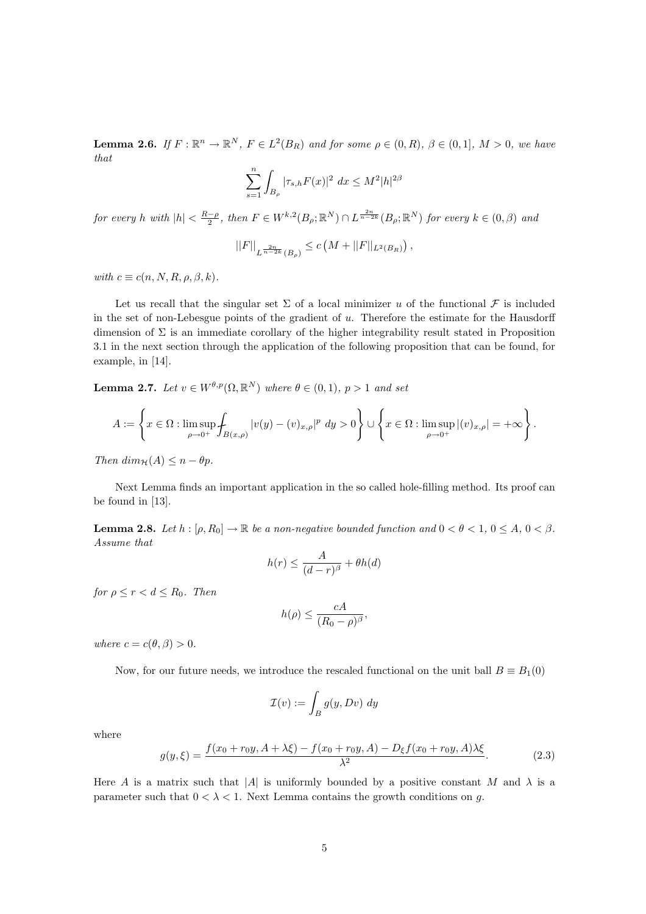**Lemma 2.6.** *If $F : \mathbb{R}^n \to \mathbb{R}^N$, $F \in L^2(B_R)$ and for some $\rho \in (0, R)$, $\beta \in (0, 1]$, $M > 0$, we have that*

$$\sum_{s=1}^{n} \int_{B_\rho} |\tau_{s,h} F(x)|^2 \, dx \leq M^2 |h|^{2\beta}$$

*for every $h$ with $|h| < \frac{R-\rho}{2}$, then $F \in W^{k,2}(B_\rho; \mathbb{R}^N) \cap L^{\frac{2n}{n-2k}}(B_\rho; \mathbb{R}^N)$ for every $k \in (0, \beta)$ and*

$$||F||_{L^{\frac{2n}{n-2k}}(B_\rho)} \leq c \left( M + ||F||_{L^2(B_R)} \right),$$

*with $c \equiv c(n, N, R, \rho, \beta, k)$.*

Let us recall that the singular set $\Sigma$ of a local minimizer $u$ of the functional $\mathcal{F}$ is included in the set of non-Lebesgue points of the gradient of $u$. Therefore the estimate for the Hausdorff dimension of $\Sigma$ is an immediate corollary of the higher integrability result stated in Proposition 3.1 in the next section through the application of the following proposition that can be found, for example, in [14].

**Lemma 2.7.** *Let $v \in W^{\theta,p}(\Omega, \mathbb{R}^N)$ where $\theta \in (0, 1)$, $p > 1$ and set*

$$A := \left\{ x \in \Omega : \limsup_{\rho \to 0^+} \fint_{B(x,\rho)} |v(y) - (v)_{x,\rho}|^p \, dy > 0 \right\} \cup \left\{ x \in \Omega : \limsup_{\rho \to 0^+} |(v)_{x,\rho}| = +\infty \right\}.$$

*Then $dim_{\mathcal{H}}(A) \leq n - \theta p$.*

Next Lemma finds an important application in the so called hole-filling method. Its proof can be found in [13].

**Lemma 2.8.** *Let $h : [\rho, R_0] \to \mathbb{R}$ be a non-negative bounded function and $0 < \theta < 1$, $0 \leq A$, $0 < \beta$. Assume that*

$$h(r) \leq \frac{A}{(d-r)^\beta} + \theta h(d)$$

*for $\rho \leq r < d \leq R_0$. Then*

$$h(\rho) \leq \frac{cA}{(R_0 - \rho)^\beta},$$

*where $c = c(\theta, \beta) > 0$.*

Now, for our future needs, we introduce the rescaled functional on the unit ball $B \equiv B_1(0)$

$$\mathcal{I}(v) := \int_B g(y, Dv) \, dy$$

where

$$g(y, \xi) = \frac{f(x_0 + r_0 y, A + \lambda \xi) - f(x_0 + r_0 y, A) - D_\xi f(x_0 + r_0 y, A)\lambda \xi}{\lambda^2}. \tag{2.3}$$

Here $A$ is a matrix such that $|A|$ is uniformly bounded by a positive constant $M$ and $\lambda$ is a parameter such that $0 < \lambda < 1$. Next Lemma contains the growth conditions on $g$.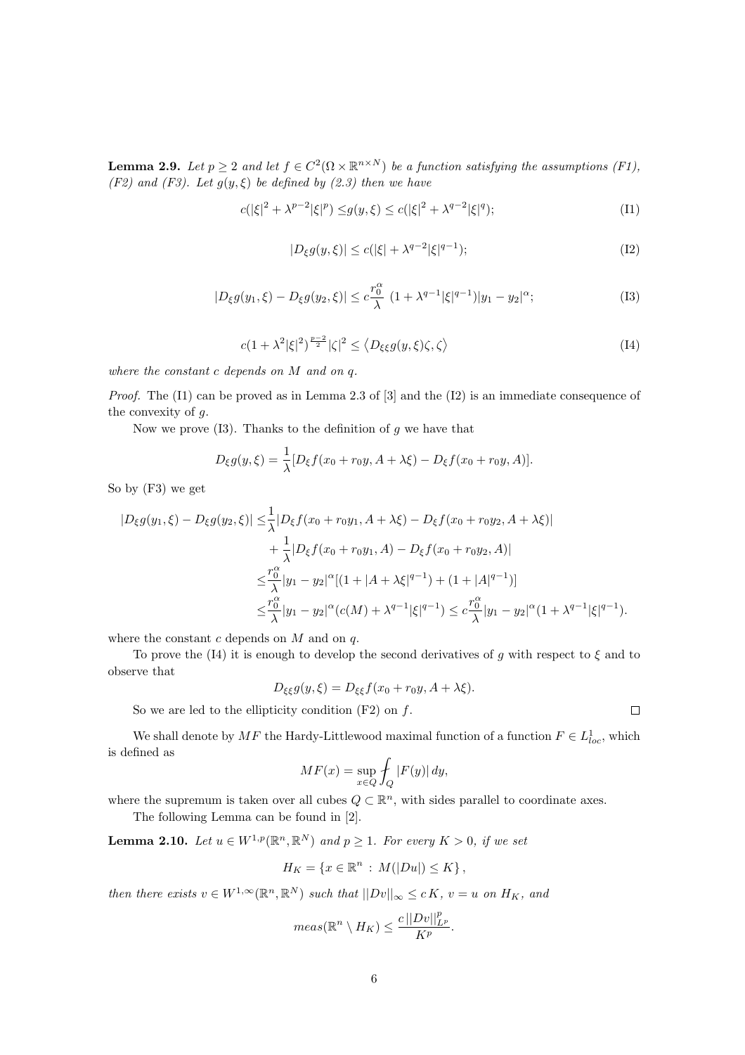**Lemma 2.9.** *Let $p \geq 2$ and let $f \in C^2(\Omega \times \mathbb{R}^{n\times N})$ be a function satisfying the assumptions (F1), (F2) and (F3). Let $g(y,\xi)$ be defined by (2.3) then we have*

$$c(|\xi|^2 + \lambda^{p-2}|\xi|^p) \leq g(y,\xi) \leq c(|\xi|^2 + \lambda^{q-2}|\xi|^q); \tag{I1}$$

$$|D_\xi g(y,\xi)| \leq c(|\xi| + \lambda^{q-2}|\xi|^{q-1}); \tag{I2}$$

$$|D_\xi g(y_1,\xi) - D_\xi g(y_2,\xi)| \leq c\frac{r_0^\alpha}{\lambda}\ (1 + \lambda^{q-1}|\xi|^{q-1})|y_1 - y_2|^\alpha; \tag{I3}$$

$$c(1 + \lambda^2|\xi|^2)^{\frac{p-2}{2}}|\zeta|^2 \leq \left\langle D_{\xi\xi}g(y,\xi)\zeta, \zeta\right\rangle \tag{I4}$$

*where the constant $c$ depends on $M$ and on $q$.*

*Proof.* The (I1) can be proved as in Lemma 2.3 of [3] and the (I2) is an immediate consequence of the convexity of $g$.

Now we prove (I3). Thanks to the definition of $g$ we have that

$$D_\xi g(y,\xi) = \frac{1}{\lambda}[D_\xi f(x_0 + r_0 y, A + \lambda\xi) - D_\xi f(x_0 + r_0 y, A)].$$

So by (F3) we get

$$\begin{aligned}
|D_\xi g(y_1,\xi) - D_\xi g(y_2,\xi)| \leq & \frac{1}{\lambda}|D_\xi f(x_0 + r_0 y_1, A + \lambda\xi) - D_\xi f(x_0 + r_0 y_2, A + \lambda\xi)| \\
& + \frac{1}{\lambda}|D_\xi f(x_0 + r_0 y_1, A) - D_\xi f(x_0 + r_0 y_2, A)| \\
\leq & \frac{r_0^\alpha}{\lambda}|y_1 - y_2|^\alpha[(1 + |A + \lambda\xi|^{q-1}) + (1 + |A|^{q-1})] \\
\leq & \frac{r_0^\alpha}{\lambda}|y_1 - y_2|^\alpha(c(M) + \lambda^{q-1}|\xi|^{q-1}) \leq c\frac{r_0^\alpha}{\lambda}|y_1 - y_2|^\alpha(1 + \lambda^{q-1}|\xi|^{q-1}).
\end{aligned}$$

where the constant $c$ depends on $M$ and on $q$.

To prove the (I4) it is enough to develop the second derivatives of $g$ with respect to $\xi$ and to observe that

$$D_{\xi\xi}g(y,\xi) = D_{\xi\xi}f(x_0 + r_0 y, A + \lambda\xi).$$

So we are led to the ellipticity condition (F2) on $f$. □

We shall denote by $MF$ the Hardy-Littlewood maximal function of a function $F \in L^1_{loc}$, which is defined as

$$MF(x) = \sup_{x\in Q} \fint_Q |F(y)|\, dy,$$

where the supremum is taken over all cubes $Q \subset \mathbb{R}^n$, with sides parallel to coordinate axes.

The following Lemma can be found in [2].

**Lemma 2.10.** *Let $u \in W^{1,p}(\mathbb{R}^n, \mathbb{R}^N)$ and $p \geq 1$. For every $K > 0$, if we set*

$$H_K = \{x \in \mathbb{R}^n \,:\, M(|Du|) \leq K\},$$

*then there exists $v \in W^{1,\infty}(\mathbb{R}^n, \mathbb{R}^N)$ such that $||Dv||_\infty \leq c\,K$, $v = u$ on $H_K$, and*

$$meas(\mathbb{R}^n \setminus H_K) \leq \frac{c\,||Dv||^p_{L^p}}{K^p}.$$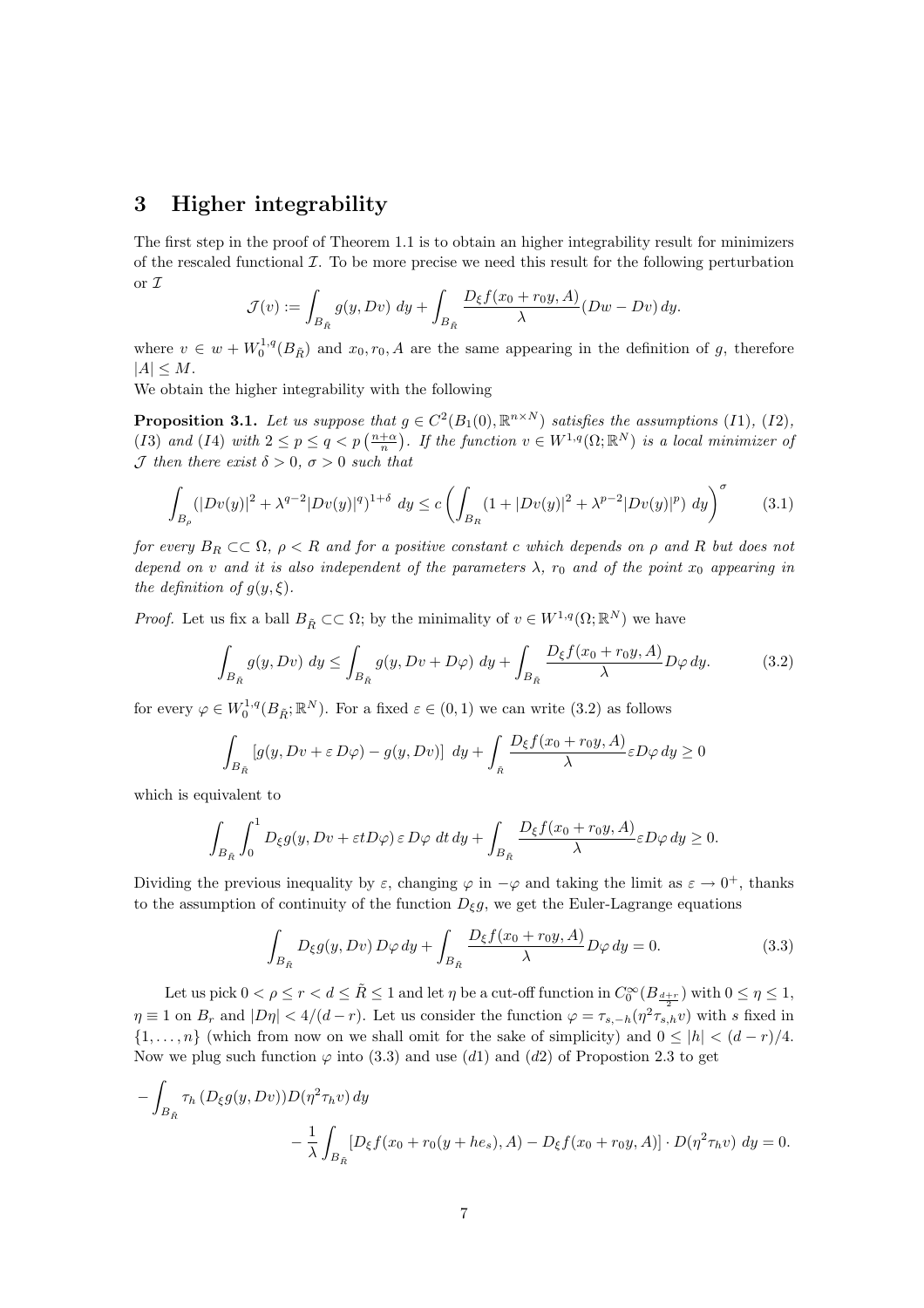## 3 Higher integrability

The first step in the proof of Theorem 1.1 is to obtain an higher integrability result for minimizers of the rescaled functional $\mathcal{I}$. To be more precise we need this result for the following perturbation or $\mathcal{I}$

$$\mathcal{J}(v) := \int_{B_{\tilde{R}}} g(y, Dv)\, dy + \int_{B_{\tilde{R}}} \frac{D_\xi f(x_0 + r_0 y, A)}{\lambda}(Dw - Dv)\, dy.$$

where $v \in w + W_0^{1,q}(B_{\tilde{R}})$ and $x_0, r_0, A$ are the same appearing in the definition of $g$, therefore $|A| \leq M$.

We obtain the higher integrability with the following

**Proposition 3.1.** *Let us suppose that $g \in C^2(B_1(0), \mathbb{R}^{n\times N})$ satisfies the assumptions (I1), (I2), (I3) and (I4) with $2 \leq p \leq q < p\left(\frac{n+\alpha}{n}\right)$. If the function $v \in W^{1,q}(\Omega; \mathbb{R}^N)$ is a local minimizer of $\mathcal{J}$ then there exist $\delta > 0$, $\sigma > 0$ such that*

$$\int_{B_\rho} (|Dv(y)|^2 + \lambda^{q-2}|Dv(y)|^q)^{1+\delta}\, dy \leq c\left(\int_{B_R} (1 + |Dv(y)|^2 + \lambda^{p-2}|Dv(y)|^p)\, dy\right)^\sigma \tag{3.1}$$

*for every $B_R \subset\subset \Omega$, $\rho < R$ and for a positive constant $c$ which depends on $\rho$ and $R$ but does not depend on $v$ and it is also independent of the parameters $\lambda$, $r_0$ and of the point $x_0$ appearing in the definition of $g(y, \xi)$.*

*Proof.* Let us fix a ball $B_{\tilde{R}} \subset\subset \Omega$; by the minimality of $v \in W^{1,q}(\Omega; \mathbb{R}^N)$ we have

$$\int_{B_{\tilde{R}}} g(y, Dv)\, dy \leq \int_{B_{\tilde{R}}} g(y, Dv + D\varphi)\, dy + \int_{B_{\tilde{R}}} \frac{D_\xi f(x_0 + r_0 y, A)}{\lambda} D\varphi\, dy. \tag{3.2}$$

for every $\varphi \in W_0^{1,q}(B_{\tilde{R}}; \mathbb{R}^N)$. For a fixed $\varepsilon \in (0, 1)$ we can write (3.2) as follows

$$\int_{B_{\tilde{R}}} [g(y, Dv + \varepsilon\, D\varphi) - g(y, Dv)]\, dy + \int_{\tilde{R}} \frac{D_\xi f(x_0 + r_0 y, A)}{\lambda} \varepsilon D\varphi\, dy \geq 0$$

which is equivalent to

$$\int_{B_{\tilde{R}}} \int_0^1 D_\xi g(y, Dv + \varepsilon t D\varphi)\, \varepsilon\, D\varphi\, dt\, dy + \int_{B_{\tilde{R}}} \frac{D_\xi f(x_0 + r_0 y, A)}{\lambda} \varepsilon D\varphi\, dy \geq 0.$$

Dividing the previous inequality by $\varepsilon$, changing $\varphi$ in $-\varphi$ and taking the limit as $\varepsilon \to 0^+$, thanks to the assumption of continuity of the function $D_\xi g$, we get the Euler-Lagrange equations

$$\int_{B_{\tilde{R}}} D_\xi g(y, Dv)\, D\varphi\, dy + \int_{B_{\tilde{R}}} \frac{D_\xi f(x_0 + r_0 y, A)}{\lambda} D\varphi\, dy = 0. \tag{3.3}$$

Let us pick $0 < \rho \leq r < d \leq \tilde{R} \leq 1$ and let $\eta$ be a cut-off function in $C_0^\infty(B_{\frac{d+r}{2}})$ with $0 \leq \eta \leq 1$, $\eta \equiv 1$ on $B_r$ and $|D\eta| < 4/(d-r)$. Let us consider the function $\varphi = \tau_{s,-h}(\eta^2 \tau_{s,h} v)$ with $s$ fixed in $\{1, \ldots, n\}$ (which from now on we shall omit for the sake of simplicity) and $0 \leq |h| < (d-r)/4$. Now we plug such function $\varphi$ into (3.3) and use $(d1)$ and $(d2)$ of Propostion 2.3 to get

$$-\int_{B_{\tilde{R}}} \tau_h\,(D_\xi g(y, Dv)) D(\eta^2 \tau_h v)\, dy$$
$$- \frac{1}{\lambda} \int_{B_{\tilde{R}}} [D_\xi f(x_0 + r_0(y + he_s), A) - D_\xi f(x_0 + r_0 y, A)] \cdot D(\eta^2 \tau_h v)\, dy = 0.$$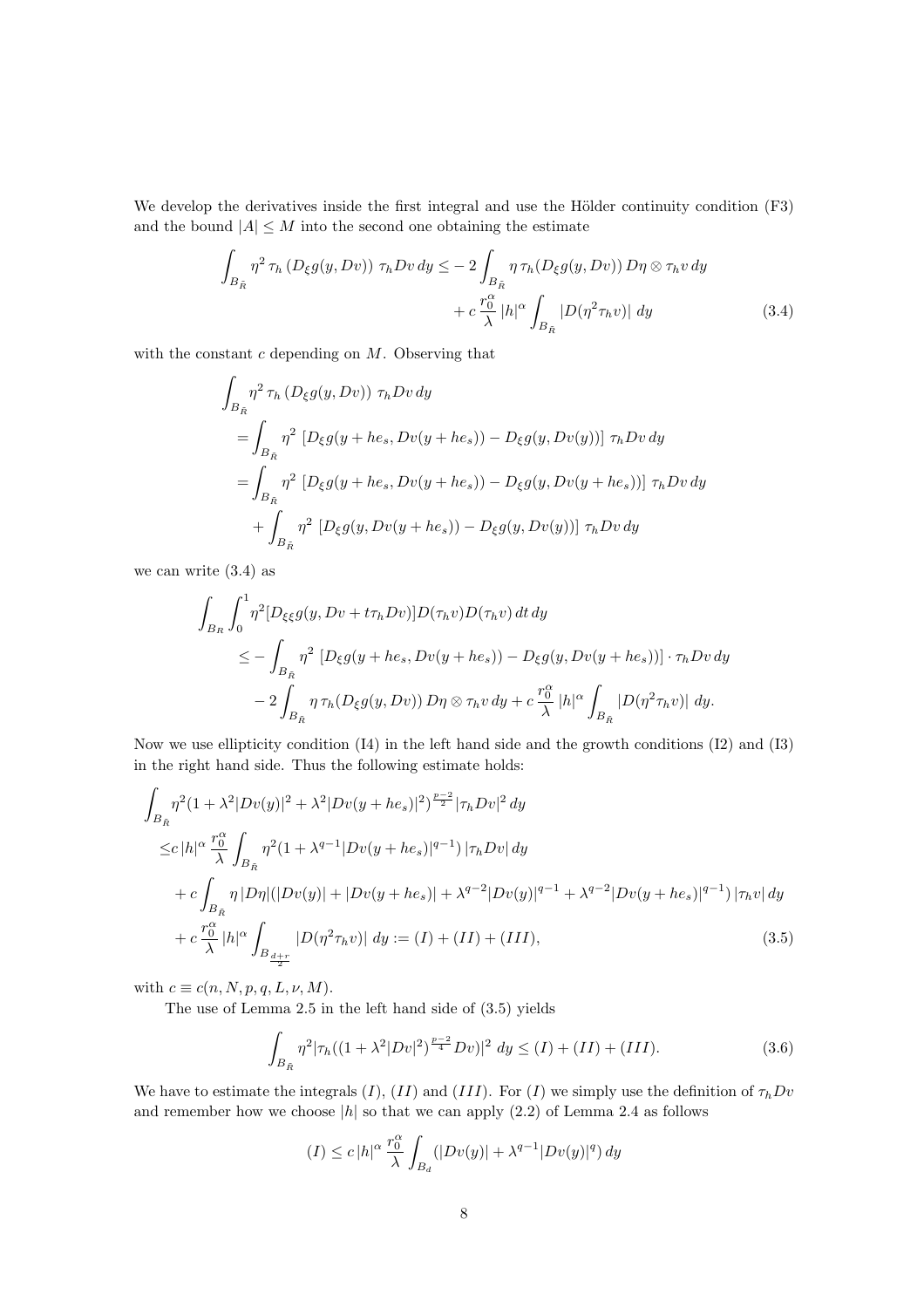We develop the derivatives inside the first integral and use the Hölder continuity condition (F3) and the bound $|A| \leq M$ into the second one obtaining the estimate

$$
\begin{aligned}
\int_{B_{\tilde{R}}} \eta^2 \, \tau_h \left( D_\xi g(y, Dv) \right) \, \tau_h Dv \, dy \leq & - 2 \int_{B_{\tilde{R}}} \eta \, \tau_h (D_\xi g(y, Dv)) \, D\eta \otimes \tau_h v \, dy \\
& + c \, \frac{r_0^\alpha}{\lambda} \, |h|^\alpha \int_{B_{\tilde{R}}} |D(\eta^2 \tau_h v)| \; dy
\end{aligned} \tag{3.4}
$$

with the constant $c$ depending on $M$. Observing that

$$
\begin{aligned}
& \int_{B_{\tilde{R}}} \eta^2 \, \tau_h \left( D_\xi g(y, Dv) \right) \, \tau_h Dv \, dy \\
& = \int_{B_{\tilde{R}}} \eta^2 \, \left[ D_\xi g(y + he_s, Dv(y + he_s)) - D_\xi g(y, Dv(y)) \right] \, \tau_h Dv \, dy \\
& = \int_{B_{\tilde{R}}} \eta^2 \, \left[ D_\xi g(y + he_s, Dv(y + he_s)) - D_\xi g(y, Dv(y + he_s)) \right] \, \tau_h Dv \, dy \\
& \quad + \int_{B_{\tilde{R}}} \eta^2 \, \left[ D_\xi g(y, Dv(y + he_s)) - D_\xi g(y, Dv(y)) \right] \, \tau_h Dv \, dy
\end{aligned}
$$

we can write (3.4) as

$$
\begin{aligned}
& \int_{B_R} \int_0^1 \eta^2 [D_{\xi\xi} g(y, Dv + t\tau_h Dv)] D(\tau_h v) D(\tau_h v) \, dt \, dy \\
& \quad \leq - \int_{B_{\tilde{R}}} \eta^2 \, \left[ D_\xi g(y + he_s, Dv(y + he_s)) - D_\xi g(y, Dv(y + he_s)) \right] \cdot \tau_h Dv \, dy \\
& \quad \quad - 2 \int_{B_{\tilde{R}}} \eta \, \tau_h (D_\xi g(y, Dv)) \, D\eta \otimes \tau_h v \, dy + c \, \frac{r_0^\alpha}{\lambda} \, |h|^\alpha \int_{B_{\tilde{R}}} |D(\eta^2 \tau_h v)| \; dy.
\end{aligned}
$$

Now we use ellipticity condition (I4) in the left hand side and the growth conditions (I2) and (I3) in the right hand side. Thus the following estimate holds:

$$
\begin{aligned}
& \int_{B_{\tilde{R}}} \eta^2 (1 + \lambda^2 |Dv(y)|^2 + \lambda^2 |Dv(y + he_s)|^2)^{\frac{p-2}{2}} |\tau_h Dv|^2 \, dy \\
& \leq c \, |h|^\alpha \, \frac{r_0^\alpha}{\lambda} \int_{B_{\tilde{R}}} \eta^2 (1 + \lambda^{q-1} |Dv(y + he_s)|^{q-1}) \, |\tau_h Dv| \, dy \\
& \quad + c \int_{B_{\tilde{R}}} \eta \, |D\eta| (|Dv(y)| + |Dv(y + he_s)| + \lambda^{q-2} |Dv(y)|^{q-1} + \lambda^{q-2} |Dv(y + he_s)|^{q-1}) \, |\tau_h v| \, dy \\
& \quad + c \, \frac{r_0^\alpha}{\lambda} \, |h|^\alpha \int_{B_{\frac{d+r}{2}}} |D(\eta^2 \tau_h v)| \; dy := (I) + (II) + (III),
\end{aligned} \tag{3.5}
$$

with $c \equiv c(n, N, p, q, L, \nu, M)$.

The use of Lemma 2.5 in the left hand side of (3.5) yields

$$
\int_{B_{\tilde{R}}} \eta^2 |\tau_h ((1 + \lambda^2 |Dv|^2)^{\frac{p-2}{4}} Dv)|^2 \; dy \leq (I) + (II) + (III). \tag{3.6}
$$

We have to estimate the integrals $(I)$, $(II)$ and $(III)$. For $(I)$ we simply use the definition of $\tau_h Dv$ and remember how we choose $|h|$ so that we can apply (2.2) of Lemma 2.4 as follows

$$
(I) \leq c \, |h|^\alpha \, \frac{r_0^\alpha}{\lambda} \int_{B_d} (|Dv(y)| + \lambda^{q-1} |Dv(y)|^q) \, dy
$$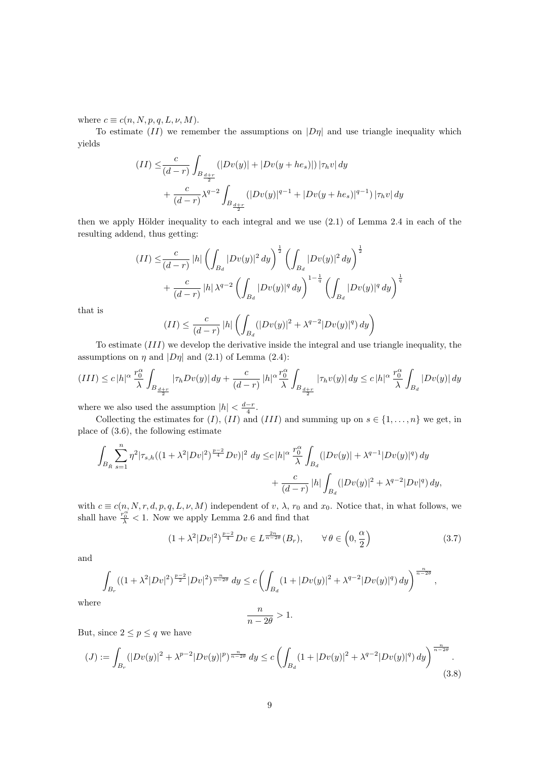where $c \equiv c(n, N, p, q, L, \nu, M)$.

To estimate $(II)$ we remember the assumptions on $|D\eta|$ and use triangle inequality which yields

$$(II) \leq \frac{c}{(d-r)} \int_{B_{\frac{d+r}{2}}} (|Dv(y)| + |Dv(y + he_s)|) \, |\tau_h v| \, dy$$
$$+ \frac{c}{(d-r)} \lambda^{q-2} \int_{B_{\frac{d+r}{2}}} (|Dv(y)|^{q-1} + |Dv(y + he_s)|^{q-1}) \, |\tau_h v| \, dy$$

then we apply Hölder inequality to each integral and we use (2.1) of Lemma 2.4 in each of the resulting addend, thus getting:

$$(II) \leq \frac{c}{(d-r)} \, |h| \left( \int_{B_d} |Dv(y)|^2 \, dy \right)^{\frac{1}{2}} \left( \int_{B_d} |Dv(y)|^2 \, dy \right)^{\frac{1}{2}}$$
$$+ \frac{c}{(d-r)} \, |h| \, \lambda^{q-2} \left( \int_{B_d} |Dv(y)|^q \, dy \right)^{1-\frac{1}{q}} \left( \int_{B_d} |Dv(y)|^q \, dy \right)^{\frac{1}{q}}$$

that is

$$(II) \leq \frac{c}{(d-r)} \, |h| \left( \int_{B_d} (|Dv(y)|^2 + \lambda^{q-2} |Dv(y)|^q) \, dy \right)$$

To estimate $(III)$ we develop the derivative inside the integral and use triangle inequality, the assumptions on $\eta$ and $|D\eta|$ and (2.1) of Lemma (2.4):

$$(III) \leq c \, |h|^\alpha \, \frac{r_0^\alpha}{\lambda} \int_{B_{\frac{d+r}{2}}} |\tau_h Dv(y)| \, dy + \frac{c}{(d-r)} \, |h|^\alpha \frac{r_0^\alpha}{\lambda} \int_{B_{\frac{d+r}{2}}} |\tau_h v(y)| \, dy \leq c \, |h|^\alpha \, \frac{r_0^\alpha}{\lambda} \int_{B_d} |Dv(y)| \, dy$$

where we also used the assumption $|h| < \frac{d-r}{4}$.

Collecting the estimates for $(I)$, $(II)$ and $(III)$ and summing up on $s \in \{1, \ldots, n\}$ we get, in place of (3.6), the following estimate

$$\int_{B_{\tilde{R}}} \sum_{s=1}^n \eta^2 |\tau_{s,h}((1 + \lambda^2 |Dv|^2)^{\frac{p-2}{4}} Dv)|^2 \, dy \leq c \, |h|^\alpha \, \frac{r_0^\alpha}{\lambda} \int_{B_d} (|Dv(y)| + \lambda^{q-1} |Dv(y)|^q) \, dy$$
$$+ \frac{c}{(d-r)} \, |h| \int_{B_d} (|Dv(y)|^2 + \lambda^{q-2} |Dv|^q) \, dy,$$

with $c \equiv c(n, N, r, d, p, q, L, \nu, M)$ independent of $v$, $\lambda$, $r_0$ and $x_0$. Notice that, in what follows, we shall have $\frac{r_0^\alpha}{\lambda} < 1$. Now we apply Lemma 2.6 and find that

$$(1 + \lambda^2 |Dv|^2)^{\frac{p-2}{4}} Dv \in L^{\frac{2n}{n-2\theta}}(B_r), \qquad \forall \, \theta \in \left(0, \frac{\alpha}{2}\right) \tag{3.7}$$

and

$$\int_{B_r} ((1 + \lambda^2 |Dv|^2)^{\frac{p-2}{2}} |Dv|^2)^{\frac{n}{n-2\theta}} \, dy \leq c \left( \int_{B_d} (1 + |Dv(y)|^2 + \lambda^{q-2} |Dv(y)|^q) \, dy \right)^{\frac{n}{n-2\theta}},$$

where

$$\frac{n}{n-2\theta} > 1.$$

But, since $2 \leq p \leq q$ we have

$$(J) := \int_{B_r} (|Dv(y)|^2 + \lambda^{p-2} |Dv(y)|^p)^{\frac{n}{n-2\theta}} \, dy \leq c \left( \int_{B_d} (1 + |Dv(y)|^2 + \lambda^{q-2} |Dv(y)|^q) \, dy \right)^{\frac{n}{n-2\theta}}. \tag{3.8}$$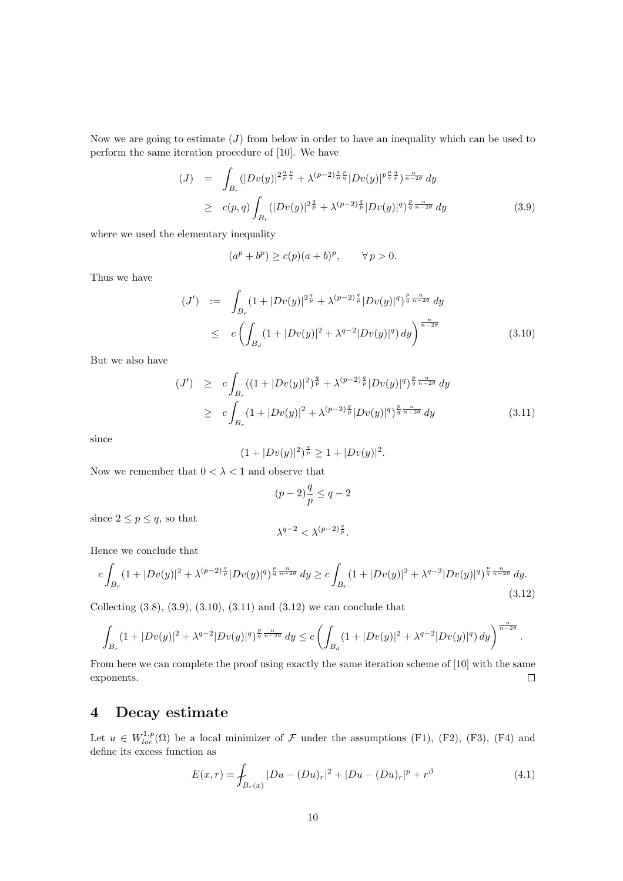Now we are going to estimate $(J)$ from below in order to have an inequality which can be used to perform the same iteration procedure of [10]. We have

$$
\begin{aligned}
(J) &= \int_{B_r} (|Dv(y)|^{2\frac{q}{p}\frac{p}{q}} + \lambda^{(p-2)\frac{q}{p}\frac{p}{q}} |Dv(y)|^{p\frac{p}{q}\frac{q}{p}})^{\frac{n}{n-2\theta}}\, dy \\
&\geq c(p,q) \int_{B_r} (|Dv(y)|^{2\frac{q}{p}} + \lambda^{(p-2)\frac{q}{p}} |Dv(y)|^{q})^{\frac{p}{q}\frac{n}{n-2\theta}}\, dy
\end{aligned}
\tag{3.9}
$$

where we used the elementary inequality

$$
(a^p + b^p) \geq c(p)(a+b)^p, \qquad \forall\, p > 0.
$$

Thus we have

$$
\begin{aligned}
(J') &:= \int_{B_r} (1 + |Dv(y)|^{2\frac{q}{p}} + \lambda^{(p-2)\frac{q}{p}} |Dv(y)|^{q})^{\frac{p}{q}\frac{n}{n-2\theta}}\, dy \\
&\leq c \left( \int_{B_d} (1 + |Dv(y)|^2 + \lambda^{q-2}|Dv(y)|^q)\, dy \right)^{\frac{n}{n-2\theta}}
\end{aligned}
\tag{3.10}
$$

But we also have

$$
\begin{aligned}
(J') &\geq c \int_{B_r} ((1 + |Dv(y)|^2)^{\frac{q}{p}} + \lambda^{(p-2)\frac{q}{p}} |Dv(y)|^{q})^{\frac{p}{q}\frac{n}{n-2\theta}}\, dy \\
&\geq c \int_{B_r} (1 + |Dv(y)|^2 + \lambda^{(p-2)\frac{q}{p}} |Dv(y)|^{q})^{\frac{p}{q}\frac{n}{n-2\theta}}\, dy
\end{aligned}
\tag{3.11}
$$

since

$$
(1 + |Dv(y)|^2)^{\frac{q}{p}} \geq 1 + |Dv(y)|^2.
$$

Now we remember that $0 < \lambda < 1$ and observe that

$$
(p-2)\frac{q}{p} \leq q - 2
$$

since $2 \leq p \leq q$, so that

$$
\lambda^{q-2} < \lambda^{(p-2)\frac{q}{p}}.
$$

Hence we conclude that

$$
c \int_{B_r} (1 + |Dv(y)|^2 + \lambda^{(p-2)\frac{q}{p}} |Dv(y)|^{q})^{\frac{p}{q}\frac{n}{n-2\theta}}\, dy \geq c \int_{B_r} (1 + |Dv(y)|^2 + \lambda^{q-2} |Dv(y)|^{q})^{\frac{p}{q}\frac{n}{n-2\theta}}\, dy.
\tag{3.12}
$$

Collecting (3.8), (3.9), (3.10), (3.11) and (3.12) we can conclude that

$$
\int_{B_r} (1 + |Dv(y)|^2 + \lambda^{q-2} |Dv(y)|^{q})^{\frac{p}{q}\frac{n}{n-2\theta}}\, dy \leq c \left( \int_{B_d} (1 + |Dv(y)|^2 + \lambda^{q-2}|Dv(y)|^q)\, dy \right)^{\frac{n}{n-2\theta}}.
$$

From here we can complete the proof using exactly the same iteration scheme of [10] with the same exponents. □

# 4 Decay estimate

Let $u \in W^{1,p}_{loc}(\Omega)$ be a local minimizer of $\mathcal{F}$ under the assumptions (F1), (F2), (F3), (F4) and define its excess function as

$$
E(x,r) = \fint_{B_r(x)} |Du - (Du)_r|^2 + |Du - (Du)_r|^p + r^\beta
\tag{4.1}
$$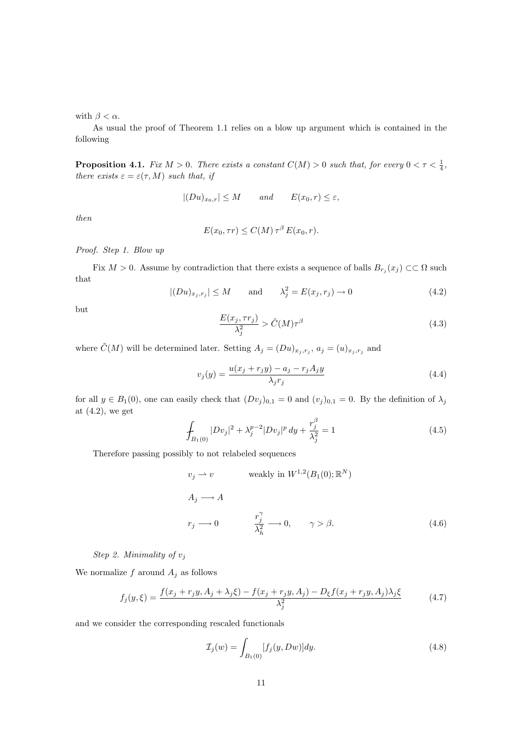with $\beta < \alpha$.

As usual the proof of Theorem 1.1 relies on a blow up argument which is contained in the following

**Proposition 4.1.** *Fix $M > 0$. There exists a constant $C(M) > 0$ such that, for every $0 < \tau < \frac{1}{4}$, there exists $\varepsilon = \varepsilon(\tau, M)$ such that, if*

$$|(Du)_{x_0,r}| \le M \qquad and \qquad E(x_0, r) \le \varepsilon,$$

*then*

$$E(x_0, \tau r) \le C(M)\, \tau^{\beta}\, E(x_0, r).$$

*Proof. Step 1. Blow up*

Fix $M > 0$. Assume by contradiction that there exists a sequence of balls $B_{r_j}(x_j) \subset\subset \Omega$ such that

$$|(Du)_{x_j,r_j}| \le M \qquad \text{and} \qquad \lambda_j^2 = E(x_j, r_j) \to 0 \tag{4.2}$$

but

$$\frac{E(x_j, \tau r_j)}{\lambda_j^2} > \tilde{C}(M)\tau^{\beta} \tag{4.3}$$

where $\tilde{C}(M)$ will be determined later. Setting $A_j = (Du)_{x_j,r_j}$, $a_j = (u)_{x_j,r_j}$ and

$$v_j(y) = \frac{u(x_j + r_j y) - a_j - r_j A_j y}{\lambda_j r_j} \tag{4.4}$$

for all $y \in B_1(0)$, one can easily check that $(Dv_j)_{0,1} = 0$ and $(v_j)_{0,1} = 0$. By the definition of $\lambda_j$ at (4.2), we get

$$\fint_{B_1(0)} |Dv_j|^2 + \lambda_j^{p-2}|Dv_j|^p \, dy + \frac{r_j^{\beta}}{\lambda_j^2} = 1 \tag{4.5}$$

Therefore passing possibly to not relabeled sequences

$$\begin{aligned}
&v_j \rightharpoonup v && \text{weakly in } W^{1,2}(B_1(0); \mathbb{R}^N) \\
&A_j \longrightarrow A && \\
&r_j \longrightarrow 0 && \frac{r_j^{\gamma}}{\lambda_h^2} \longrightarrow 0, \qquad \gamma > \beta.
\end{aligned} \tag{4.6}$$

*Step 2. Minimality of $v_j$*

We normalize $f$ around $A_j$ as follows

$$f_j(y, \xi) = \frac{f(x_j + r_j y, A_j + \lambda_j \xi) - f(x_j + r_j y, A_j) - D_{\xi} f(x_j + r_j y, A_j)\lambda_j \xi}{\lambda_j^2} \tag{4.7}$$

and we consider the corresponding rescaled functionals

$$\mathcal{I}_j(w) = \int_{B_1(0)} [f_j(y, Dw)] dy. \tag{4.8}$$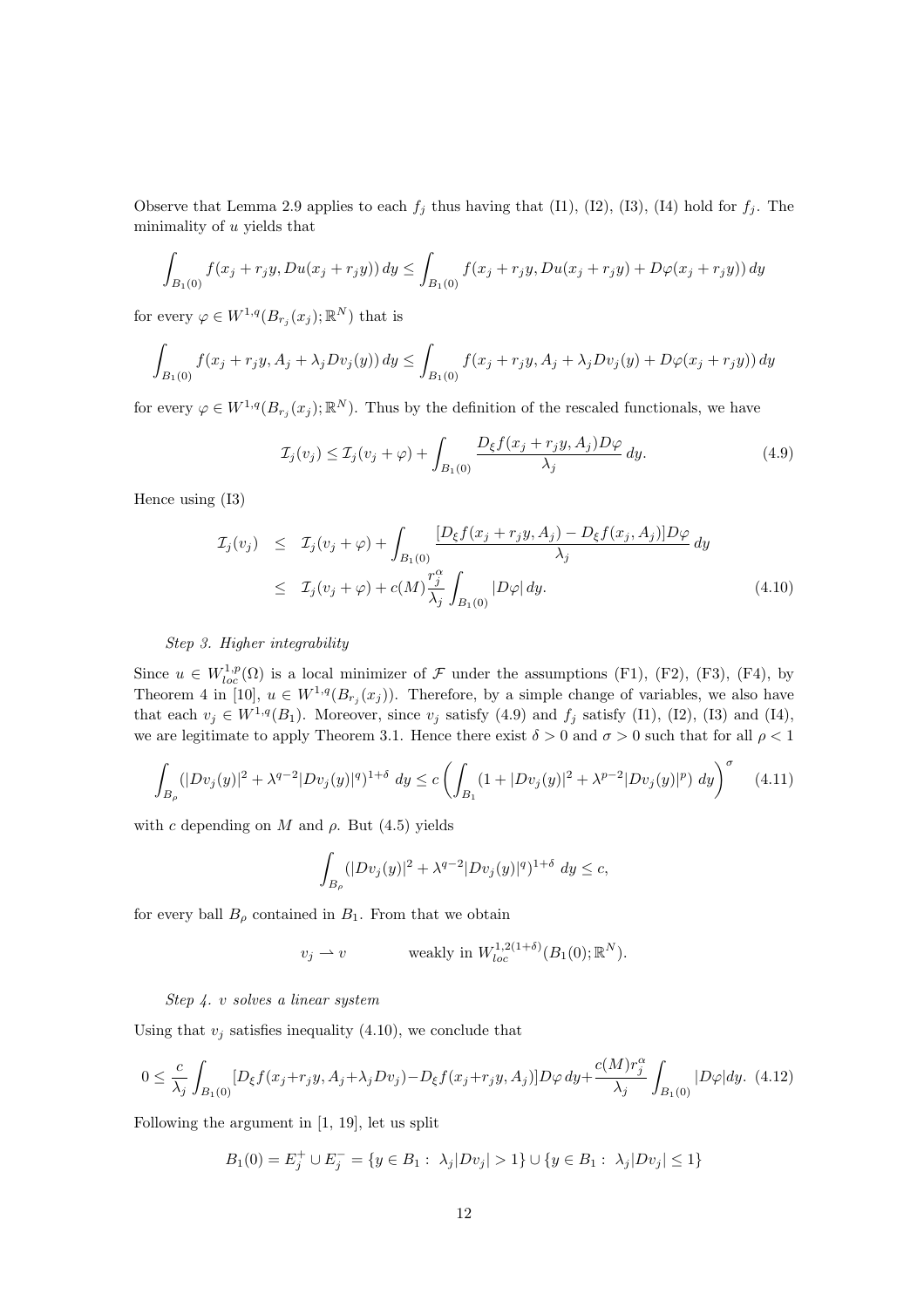Observe that Lemma 2.9 applies to each $f_j$ thus having that (I1), (I2), (I3), (I4) hold for $f_j$. The minimality of $u$ yields that

$$\int_{B_1(0)} f(x_j + r_j y, Du(x_j + r_j y))\, dy \le \int_{B_1(0)} f(x_j + r_j y, Du(x_j + r_j y) + D\varphi(x_j + r_j y))\, dy$$

for every $\varphi \in W^{1,q}(B_{r_j}(x_j); \mathbb{R}^N)$ that is

$$\int_{B_1(0)} f(x_j + r_j y, A_j + \lambda_j Dv_j(y))\, dy \le \int_{B_1(0)} f(x_j + r_j y, A_j + \lambda_j Dv_j(y) + D\varphi(x_j + r_j y))\, dy$$

for every $\varphi \in W^{1,q}(B_{r_j}(x_j); \mathbb{R}^N)$. Thus by the definition of the rescaled functionals, we have

$$\mathcal{I}_j(v_j) \le \mathcal{I}_j(v_j + \varphi) + \int_{B_1(0)} \frac{D_\xi f(x_j + r_j y, A_j) D\varphi}{\lambda_j}\, dy. \tag{4.9}$$

Hence using (I3)

$$\begin{aligned}
\mathcal{I}_j(v_j) &\le \mathcal{I}_j(v_j + \varphi) + \int_{B_1(0)} \frac{[D_\xi f(x_j + r_j y, A_j) - D_\xi f(x_j, A_j)] D\varphi}{\lambda_j}\, dy \\
&\le \mathcal{I}_j(v_j + \varphi) + c(M) \frac{r_j^\alpha}{\lambda_j} \int_{B_1(0)} |D\varphi|\, dy.
\end{aligned} \tag{4.10}$$

*Step 3. Higher integrability*

Since $u \in W^{1,p}_{loc}(\Omega)$ is a local minimizer of $\mathcal{F}$ under the assumptions (F1), (F2), (F3), (F4), by Theorem 4 in [10], $u \in W^{1,q}(B_{r_j}(x_j))$. Therefore, by a simple change of variables, we also have that each $v_j \in W^{1,q}(B_1)$. Moreover, since $v_j$ satisfy (4.9) and $f_j$ satisfy (I1), (I2), (I3) and (I4), we are legitimate to apply Theorem 3.1. Hence there exist $\delta > 0$ and $\sigma > 0$ such that for all $\rho < 1$

$$\int_{B_\rho} (|Dv_j(y)|^2 + \lambda^{q-2} |Dv_j(y)|^q)^{1+\delta}\, dy \le c \left( \int_{B_1} (1 + |Dv_j(y)|^2 + \lambda^{p-2} |Dv_j(y)|^p)\, dy \right)^\sigma \tag{4.11}$$

with $c$ depending on $M$ and $\rho$. But (4.5) yields

$$\int_{B_\rho} (|Dv_j(y)|^2 + \lambda^{q-2} |Dv_j(y)|^q)^{1+\delta}\, dy \le c,$$

for every ball $B_\rho$ contained in $B_1$. From that we obtain

$$v_j \rightharpoonup v \qquad \text{weakly in } W^{1,2(1+\delta)}_{loc}(B_1(0); \mathbb{R}^N).$$

*Step 4. v solves a linear system*

Using that $v_j$ satisfies inequality (4.10), we conclude that

$$0 \le \frac{c}{\lambda_j} \int_{B_1(0)} [D_\xi f(x_j + r_j y, A_j + \lambda_j Dv_j) - D_\xi f(x_j + r_j y, A_j)] D\varphi\, dy + \frac{c(M) r_j^\alpha}{\lambda_j} \int_{B_1(0)} |D\varphi| dy. \tag{4.12}$$

Following the argument in [1, 19], let us split

$$B_1(0) = E_j^+ \cup E_j^- = \{y \in B_1 : \lambda_j |Dv_j| > 1\} \cup \{y \in B_1 : \lambda_j |Dv_j| \le 1\}$$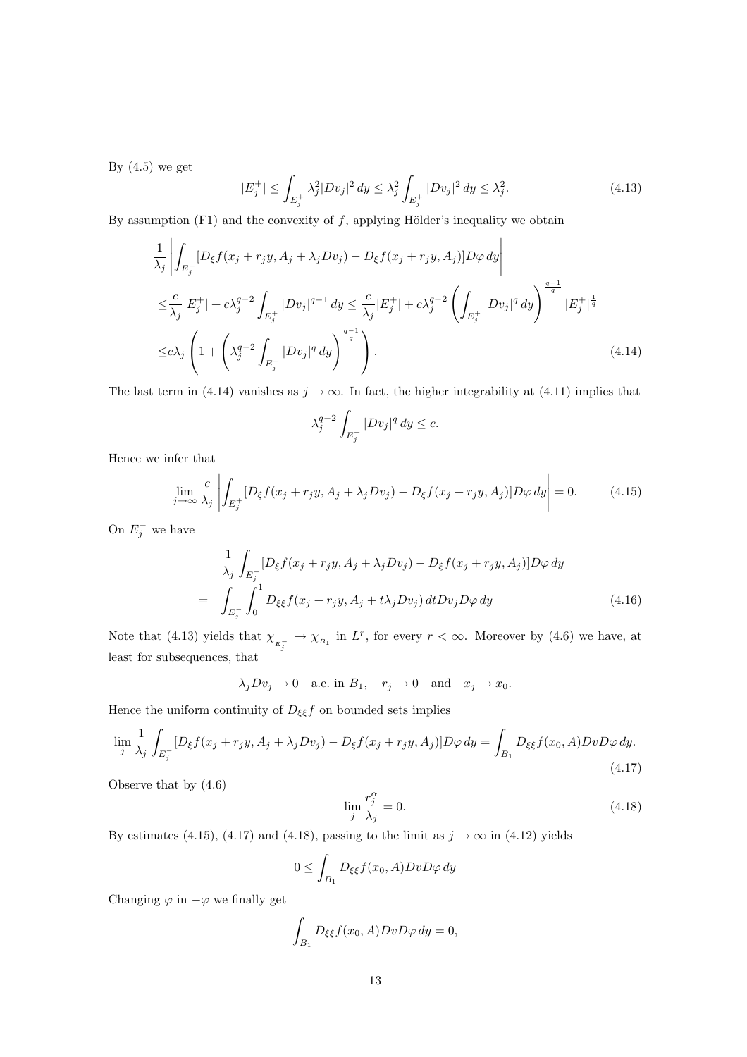By (4.5) we get

$$|E_j^+| \leq \int_{E_j^+} \lambda_j^2 |Dv_j|^2 \, dy \leq \lambda_j^2 \int_{E_j^+} |Dv_j|^2 \, dy \leq \lambda_j^2. \tag{4.13}$$

By assumption (F1) and the convexity of $f$, applying Hölder's inequality we obtain

$$\begin{aligned}
&\frac{1}{\lambda_j} \left| \int_{E_j^+} [D_\xi f(x_j + r_j y, A_j + \lambda_j Dv_j) - D_\xi f(x_j + r_j y, A_j)] D\varphi \, dy \right| \\
\leq & \frac{c}{\lambda_j} |E_j^+| + c\lambda_j^{q-2} \int_{E_j^+} |Dv_j|^{q-1} \, dy \leq \frac{c}{\lambda_j} |E_j^+| + c\lambda_j^{q-2} \left( \int_{E_j^+} |Dv_j|^q \, dy \right)^{\frac{q-1}{q}} |E_j^+|^{\frac{1}{q}} \\
\leq & c\lambda_j \left( 1 + \left( \lambda_j^{q-2} \int_{E_j^+} |Dv_j|^q \, dy \right)^{\frac{q-1}{q}} \right).
\end{aligned} \tag{4.14}$$

The last term in (4.14) vanishes as $j \to \infty$. In fact, the higher integrability at (4.11) implies that

$$\lambda_j^{q-2} \int_{E_j^+} |Dv_j|^q \, dy \leq c.$$

Hence we infer that

$$\lim_{j \to \infty} \frac{c}{\lambda_j} \left| \int_{E_j^+} [D_\xi f(x_j + r_j y, A_j + \lambda_j Dv_j) - D_\xi f(x_j + r_j y, A_j)] D\varphi \, dy \right| = 0. \tag{4.15}$$

On $E_j^-$ we have

$$\begin{aligned}
&\frac{1}{\lambda_j} \int_{E_j^-} [D_\xi f(x_j + r_j y, A_j + \lambda_j Dv_j) - D_\xi f(x_j + r_j y, A_j)] D\varphi \, dy \\
= & \int_{E_j^-} \int_0^1 D_{\xi\xi} f(x_j + r_j y, A_j + t\lambda_j Dv_j) \, dt Dv_j D\varphi \, dy
\end{aligned} \tag{4.16}$$

Note that (4.13) yields that $\chi_{E_j^-} \to \chi_{B_1}$ in $L^r$, for every $r < \infty$. Moreover by (4.6) we have, at least for subsequences, that

$$\lambda_j Dv_j \to 0 \quad \text{a.e. in } B_1, \quad r_j \to 0 \quad \text{and} \quad x_j \to x_0.$$

Hence the uniform continuity of $D_{\xi\xi} f$ on bounded sets implies

$$\lim_j \frac{1}{\lambda_j} \int_{E_j^-} [D_\xi f(x_j + r_j y, A_j + \lambda_j Dv_j) - D_\xi f(x_j + r_j y, A_j)] D\varphi \, dy = \int_{B_1} D_{\xi\xi} f(x_0, A) Dv D\varphi \, dy. \tag{4.17}$$

Observe that by (4.6)

$$\lim_j \frac{r_j^\alpha}{\lambda_j} = 0. \tag{4.18}$$

By estimates (4.15), (4.17) and (4.18), passing to the limit as $j \to \infty$ in (4.12) yields

$$0 \leq \int_{B_1} D_{\xi\xi} f(x_0, A) Dv D\varphi \, dy$$

Changing $\varphi$ in $-\varphi$ we finally get

$$\int_{B_1} D_{\xi\xi} f(x_0, A) Dv D\varphi \, dy = 0,$$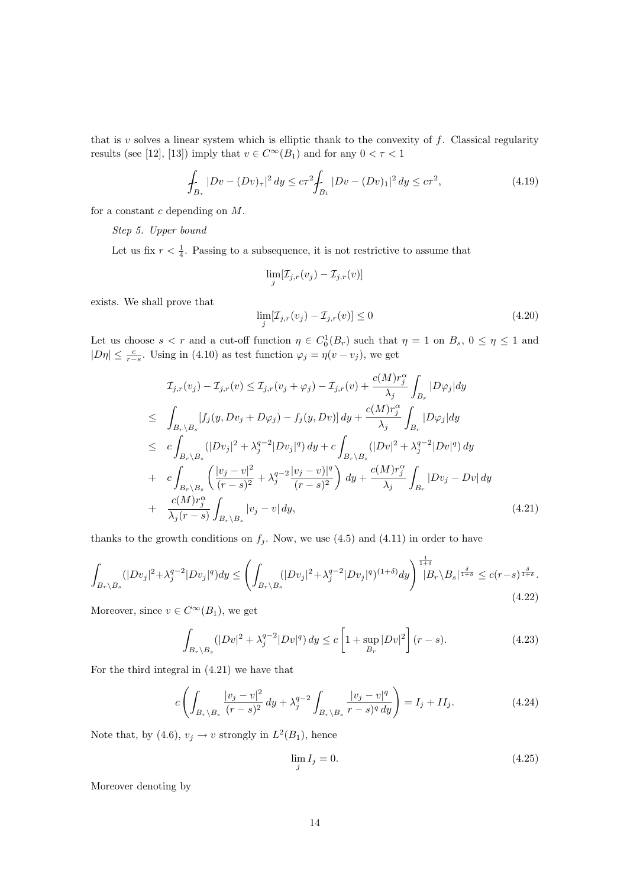that is $v$ solves a linear system which is elliptic thank to the convexity of $f$. Classical regularity results (see [12], [13]) imply that $v \in C^\infty(B_1)$ and for any $0 < \tau < 1$

$$
\fint_{B_\tau} |Dv - (Dv)_\tau|^2 \, dy \le c\tau^2 \fint_{B_1} |Dv - (Dv)_1|^2 \, dy \le c\tau^2, \tag{4.19}
$$

for a constant $c$ depending on $M$.

*Step 5. Upper bound*

Let us fix $r < \frac{1}{4}$. Passing to a subsequence, it is not restrictive to assume that

$$
\lim_j [\mathcal{I}_{j,r}(v_j) - \mathcal{I}_{j,r}(v)]
$$

exists. We shall prove that

$$
\lim_j [\mathcal{I}_{j,r}(v_j) - \mathcal{I}_{j,r}(v)] \le 0 \tag{4.20}
$$

Let us choose $s < r$ and a cut-off function $\eta \in C_0^1(B_r)$ such that $\eta = 1$ on $B_s$, $0 \le \eta \le 1$ and $|D\eta| \le \frac{c}{r-s}$. Using in (4.10) as test function $\varphi_j = \eta(v - v_j)$, we get

$$
\begin{aligned}
& \mathcal{I}_{j,r}(v_j) - \mathcal{I}_{j,r}(v) \le \mathcal{I}_{j,r}(v_j + \varphi_j) - \mathcal{I}_{j,r}(v) + \frac{c(M) r_j^\alpha}{\lambda_j} \int_{B_r} |D\varphi_j| dy \\
\le \;& \int_{B_r \setminus B_s} [f_j(y, Dv_j + D\varphi_j) - f_j(y, Dv)] \, dy + \frac{c(M) r_j^\alpha}{\lambda_j} \int_{B_r} |D\varphi_j| dy \\
\le \;& c \int_{B_r \setminus B_s} (|Dv_j|^2 + \lambda_j^{q-2} |Dv_j|^q) \, dy + c \int_{B_r \setminus B_s} (|Dv|^2 + \lambda_j^{q-2} |Dv|^q) \, dy \\
+ \;& c \int_{B_r \setminus B_s} \left( \frac{|v_j - v|^2}{(r-s)^2} + \lambda_j^{q-2} \frac{|v_j - v)|^q}{(r-s)^2} \right) \, dy + \frac{c(M) r_j^\alpha}{\lambda_j} \int_{B_r} |Dv_j - Dv| \, dy \\
+ \;& \frac{c(M) r_j^\alpha}{\lambda_j (r-s)} \int_{B_r \setminus B_s} |v_j - v| \, dy,
\end{aligned} \tag{4.21}
$$

thanks to the growth conditions on $f_j$. Now, we use (4.5) and (4.11) in order to have

$$
\int_{B_r \setminus B_s} (|Dv_j|^2 + \lambda_j^{q-2} |Dv_j|^q) dy \le \left( \int_{B_r \setminus B_s} (|Dv_j|^2 + \lambda_j^{q-2} |Dv_j|^q)^{(1+\delta)} dy \right)^{\frac{1}{1+\delta}} |B_r \setminus B_s|^{\frac{\delta}{1+\delta}} \le c(r-s)^{\frac{\delta}{1+\delta}}. \tag{4.22}
$$

Moreover, since $v \in C^\infty(B_1)$, we get

$$
\int_{B_r \setminus B_s} (|Dv|^2 + \lambda_j^{q-2} |Dv|^q) \, dy \le c \left[ 1 + \sup_{B_r} |Dv|^2 \right] (r-s). \tag{4.23}
$$

For the third integral in (4.21) we have that

$$
c \left( \int_{B_r \setminus B_s} \frac{|v_j - v|^2}{(r-s)^2} \, dy + \lambda_j^{q-2} \int_{B_r \setminus B_s} \frac{|v_j - v|^q}{r-s)^q \, dy} \right) = I_j + II_j. \tag{4.24}
$$

Note that, by (4.6), $v_j \to v$ strongly in $L^2(B_1)$, hence

$$
\lim_j I_j = 0. \tag{4.25}
$$

Moreover denoting by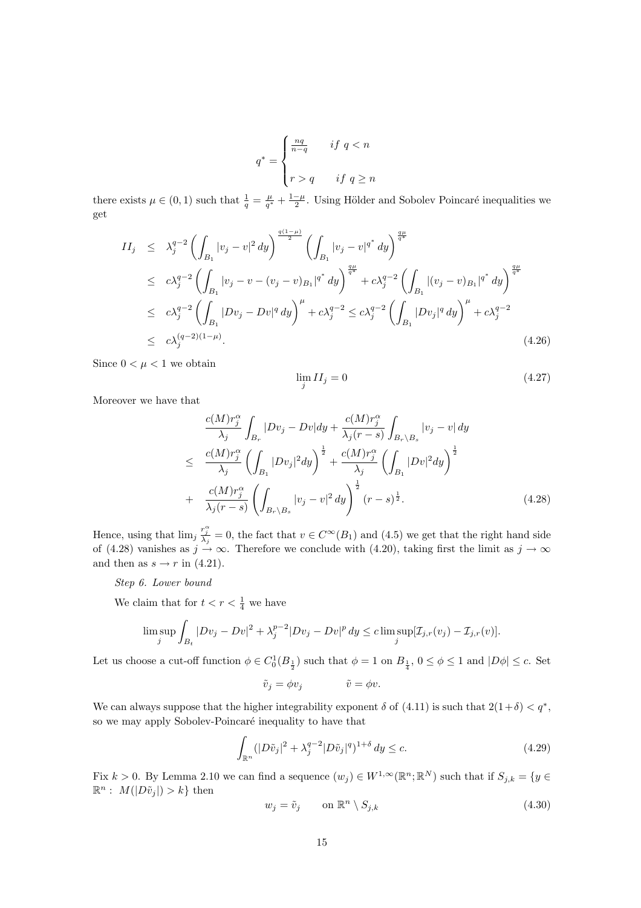$$q^* = \begin{cases} \frac{nq}{n-q} & if\ q < n \\ \\ r > q & if\ q \geq n \end{cases}$$

there exists $\mu \in (0,1)$ such that $\frac{1}{q} = \frac{\mu}{q^*} + \frac{1-\mu}{2}$. Using Hölder and Sobolev Poincaré inequalities we get

$$\begin{aligned}
II_j &\leq \lambda_j^{q-2} \left( \int_{B_1} |v_j - v|^2 \, dy \right)^{\frac{q(1-\mu)}{2}} \left( \int_{B_1} |v_j - v|^{q^*} \, dy \right)^{\frac{q\mu}{q^*}} \\
&\leq c\lambda_j^{q-2} \left( \int_{B_1} |v_j - v - (v_j - v)_{B_1}|^{q^*} \, dy \right)^{\frac{q\mu}{q^*}} + c\lambda_j^{q-2} \left( \int_{B_1} |(v_j - v)_{B_1}|^{q^*} \, dy \right)^{\frac{q\mu}{q^*}} \\
&\leq c\lambda_j^{q-2} \left( \int_{B_1} |Dv_j - Dv|^q \, dy \right)^{\mu} + c\lambda_j^{q-2} \leq c\lambda_j^{q-2} \left( \int_{B_1} |Dv_j|^q \, dy \right)^{\mu} + c\lambda_j^{q-2} \\
&\leq c\lambda_j^{(q-2)(1-\mu)}. 
\end{aligned} \tag{4.26}$$

Since $0 < \mu < 1$ we obtain

$$\lim_j II_j = 0 \tag{4.27}$$

Moreover we have that

$$\begin{aligned}
& \frac{c(M)r_j^\alpha}{\lambda_j} \int_{B_r} |Dv_j - Dv| dy + \frac{c(M)r_j^\alpha}{\lambda_j(r-s)} \int_{B_r \setminus B_s} |v_j - v| \, dy \\
\leq \; & \frac{c(M)r_j^\alpha}{\lambda_j} \left( \int_{B_1} |Dv_j|^2 dy \right)^{\frac{1}{2}} + \frac{c(M)r_j^\alpha}{\lambda_j} \left( \int_{B_1} |Dv|^2 dy \right)^{\frac{1}{2}} \\
+ \; & \frac{c(M)r_j^\alpha}{\lambda_j(r-s)} \left( \int_{B_r \setminus B_s} |v_j - v|^2 \, dy \right)^{\frac{1}{2}} (r-s)^{\frac{1}{2}}.
\end{aligned} \tag{4.28}$$

Hence, using that $\lim_j \frac{r_j^\alpha}{\lambda_j} = 0$, the fact that $v \in C^\infty(B_1)$ and (4.5) we get that the right hand side of (4.28) vanishes as $j \to \infty$. Therefore we conclude with (4.20), taking first the limit as $j \to \infty$ and then as $s \to r$ in (4.21).

*Step 6. Lower bound*

We claim that for $t < r < \frac{1}{4}$ we have

$$\limsup_j \int_{B_t} |Dv_j - Dv|^2 + \lambda_j^{p-2} |Dv_j - Dv|^p \, dy \leq c \limsup_j [\mathcal{I}_{j,r}(v_j) - \mathcal{I}_{j,r}(v)].$$

Let us choose a cut-off function $\phi \in C_0^1(B_{\frac{1}{2}})$ such that $\phi = 1$ on $B_{\frac{1}{4}}$, $0 \leq \phi \leq 1$ and $|D\phi| \leq c$. Set

$$\tilde{v}_j = \phi v_j \qquad\qquad \tilde{v} = \phi v.$$

We can always suppose that the higher integrability exponent $\delta$ of (4.11) is such that $2(1+\delta) < q^*$, so we may apply Sobolev-Poincaré inequality to have that

$$\int_{\mathbb{R}^n} (|D\tilde{v}_j|^2 + \lambda_j^{q-2} |D\tilde{v}_j|^q)^{1+\delta} \, dy \leq c. \tag{4.29}$$

Fix $k > 0$. By Lemma 2.10 we can find a sequence $(w_j) \in W^{1,\infty}(\mathbb{R}^n; \mathbb{R}^N)$ such that if $S_{j,k} = \{y \in \mathbb{R}^n : M(|D\tilde{v}_j|) > k\}$ then

$$w_j = \tilde{v}_j \qquad \text{on } \mathbb{R}^n \setminus S_{j,k} \tag{4.30}$$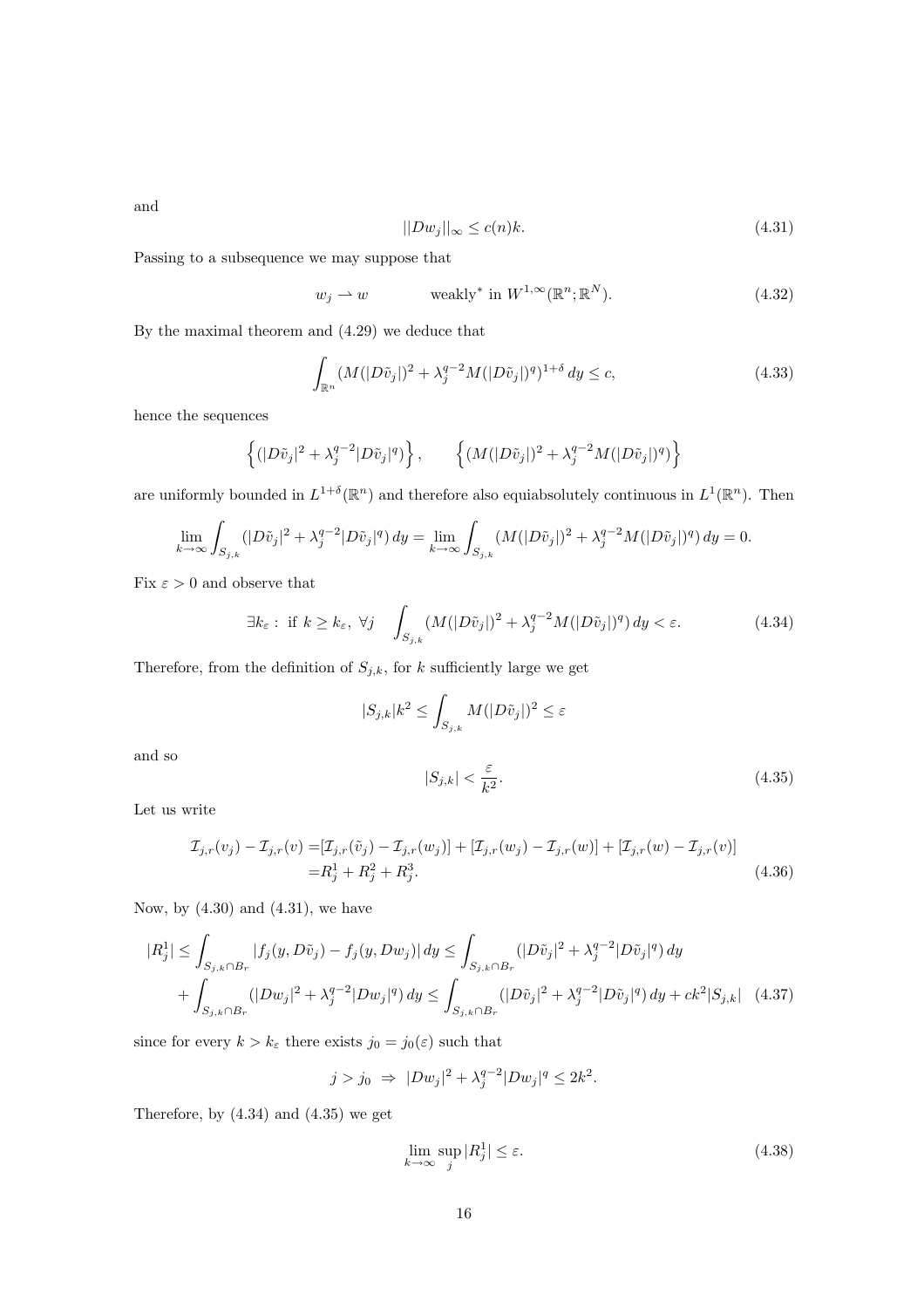and

$$||Dw_j||_\infty \le c(n)k. \tag{4.31}$$

Passing to a subsequence we may suppose that

$$w_j \rightharpoonup w \qquad \text{weakly}^* \text{ in } W^{1,\infty}(\mathbb{R}^n;\mathbb{R}^N). \tag{4.32}$$

By the maximal theorem and (4.29) we deduce that

$$\int_{\mathbb{R}^n} (M(|D\tilde{v}_j|)^2 + \lambda_j^{q-2} M(|D\tilde{v}_j|)^q)^{1+\delta}\, dy \le c, \tag{4.33}$$

hence the sequences

$$\left\{ (|D\tilde{v}_j|^2 + \lambda_j^{q-2}|D\tilde{v}_j|^q) \right\}, \qquad \left\{ (M(|D\tilde{v}_j|)^2 + \lambda_j^{q-2} M(|D\tilde{v}_j|)^q) \right\}$$

are uniformly bounded in $L^{1+\delta}(\mathbb{R}^n)$ and therefore also equiabsolutely continuous in $L^1(\mathbb{R}^n)$. Then

$$\lim_{k\to\infty} \int_{S_{j,k}} (|D\tilde{v}_j|^2 + \lambda_j^{q-2}|D\tilde{v}_j|^q)\, dy = \lim_{k\to\infty} \int_{S_{j,k}} (M(|D\tilde{v}_j|)^2 + \lambda_j^{q-2} M(|D\tilde{v}_j|)^q)\, dy = 0.$$

Fix $\varepsilon > 0$ and observe that

$$\exists k_\varepsilon : \text{ if } k \ge k_\varepsilon,\ \forall j \quad \int_{S_{j,k}} (M(|D\tilde{v}_j|)^2 + \lambda_j^{q-2} M(|D\tilde{v}_j|)^q)\, dy < \varepsilon. \tag{4.34}$$

Therefore, from the definition of $S_{j,k}$, for $k$ sufficiently large we get

$$|S_{j,k}|k^2 \le \int_{S_{j,k}} M(|D\tilde{v}_j|)^2 \le \varepsilon$$

and so

$$|S_{j,k}| < \frac{\varepsilon}{k^2}. \tag{4.35}$$

Let us write

$$\begin{aligned}
\mathcal{I}_{j,r}(v_j) - \mathcal{I}_{j,r}(v) =& [\mathcal{I}_{j,r}(\tilde{v}_j) - \mathcal{I}_{j,r}(w_j)] + [\mathcal{I}_{j,r}(w_j) - \mathcal{I}_{j,r}(w)] + [\mathcal{I}_{j,r}(w) - \mathcal{I}_{j,r}(v)] \\
=& R_j^1 + R_j^2 + R_j^3.
\end{aligned} \tag{4.36}$$

Now, by (4.30) and (4.31), we have

$$\begin{aligned}
|R_j^1| \le& \int_{S_{j,k}\cap B_r} |f_j(y, D\tilde{v}_j) - f_j(y, Dw_j)|\, dy \le \int_{S_{j,k}\cap B_r} (|D\tilde{v}_j|^2 + \lambda_j^{q-2}|D\tilde{v}_j|^q)\, dy \\
&+ \int_{S_{j,k}\cap B_r} (|Dw_j|^2 + \lambda_j^{q-2}|Dw_j|^q)\, dy \le \int_{S_{j,k}\cap B_r} (|D\tilde{v}_j|^2 + \lambda_j^{q-2}|D\tilde{v}_j|^q)\, dy + ck^2|S_{j,k}|
\end{aligned} \tag{4.37}$$

since for every $k > k_\varepsilon$ there exists $j_0 = j_0(\varepsilon)$ such that

$$j > j_0 \ \Rightarrow\ |Dw_j|^2 + \lambda_j^{q-2}|Dw_j|^q \le 2k^2.$$

Therefore, by (4.34) and (4.35) we get

$$\lim_{k\to\infty} \sup_j |R_j^1| \le \varepsilon. \tag{4.38}$$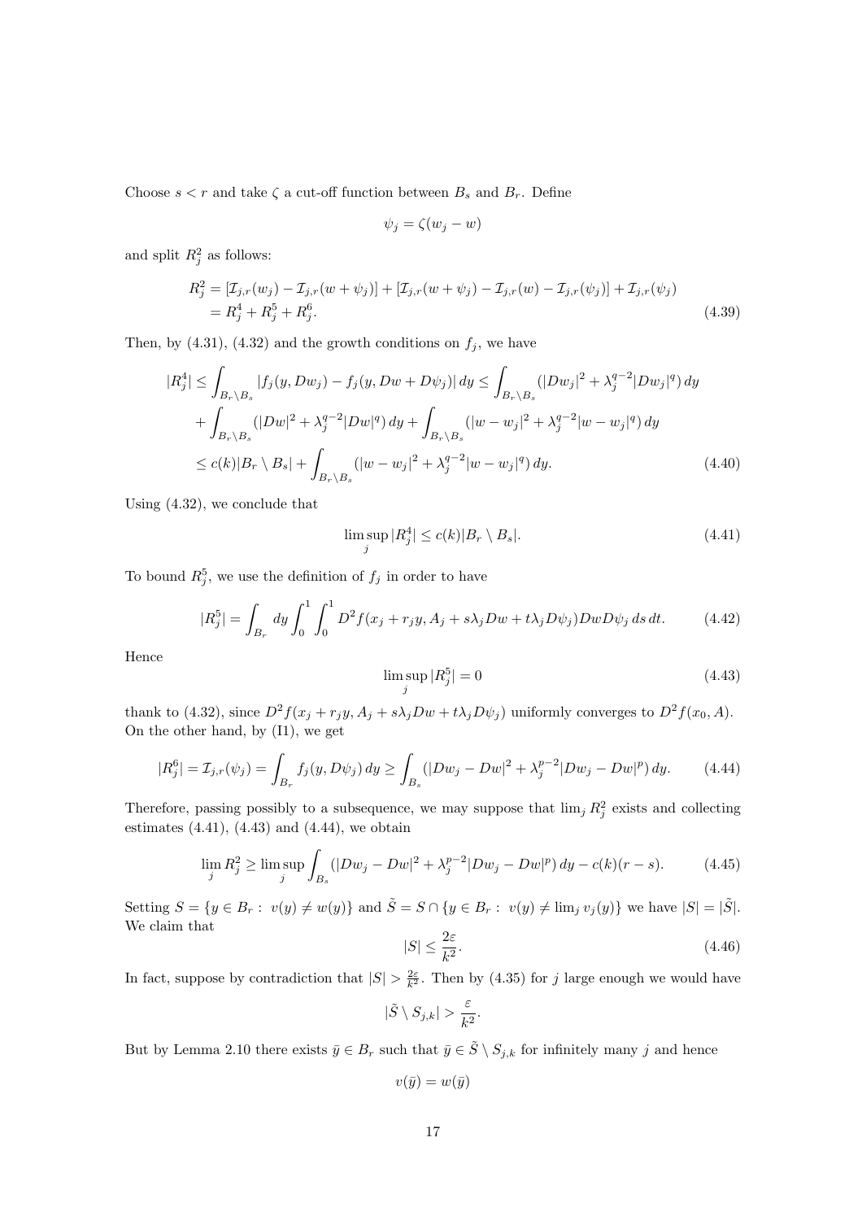Choose $s < r$ and take $\zeta$ a cut-off function between $B_s$ and $B_r$. Define

$$\psi_j = \zeta(w_j - w)$$

and split $R_j^2$ as follows:

$$\begin{aligned} R_j^2 &= [\mathcal{I}_{j,r}(w_j) - \mathcal{I}_{j,r}(w + \psi_j)] + [\mathcal{I}_{j,r}(w + \psi_j) - \mathcal{I}_{j,r}(w) - \mathcal{I}_{j,r}(\psi_j)] + \mathcal{I}_{j,r}(\psi_j) \\ &= R_j^4 + R_j^5 + R_j^6. \end{aligned} \tag{4.39}$$

Then, by (4.31), (4.32) and the growth conditions on $f_j$, we have

$$\begin{aligned} |R_j^4| &\le \int_{B_r \setminus B_s} |f_j(y, Dw_j) - f_j(y, Dw + D\psi_j)| \, dy \le \int_{B_r \setminus B_s} (|Dw_j|^2 + \lambda_j^{q-2} |Dw_j|^q) \, dy \\ &+ \int_{B_r \setminus B_s} (|Dw|^2 + \lambda_j^{q-2} |Dw|^q) \, dy + \int_{B_r \setminus B_s} (|w - w_j|^2 + \lambda_j^{q-2} |w - w_j|^q) \, dy \\ &\le c(k) |B_r \setminus B_s| + \int_{B_r \setminus B_s} (|w - w_j|^2 + \lambda_j^{q-2} |w - w_j|^q) \, dy. \end{aligned} \tag{4.40}$$

Using (4.32), we conclude that

$$\limsup_j |R_j^4| \le c(k) |B_r \setminus B_s|. \tag{4.41}$$

To bound $R_j^5$, we use the definition of $f_j$ in order to have

$$|R_j^5| = \int_{B_r} dy \int_0^1 \int_0^1 D^2 f(x_j + r_j y, A_j + s\lambda_j Dw + t\lambda_j D\psi_j) Dw D\psi_j \, ds \, dt. \tag{4.42}$$

Hence

$$\limsup_j |R_j^5| = 0 \tag{4.43}$$

thank to (4.32), since $D^2 f(x_j + r_j y, A_j + s\lambda_j Dw + t\lambda_j D\psi_j)$ uniformly converges to $D^2 f(x_0, A)$. On the other hand, by (I1), we get

$$|R_j^6| = \mathcal{I}_{j,r}(\psi_j) = \int_{B_r} f_j(y, D\psi_j) \, dy \ge \int_{B_s} (|Dw_j - Dw|^2 + \lambda_j^{p-2} |Dw_j - Dw|^p) \, dy. \tag{4.44}$$

Therefore, passing possibly to a subsequence, we may suppose that $\lim_j R_j^2$ exists and collecting estimates (4.41), (4.43) and (4.44), we obtain

$$\lim_j R_j^2 \ge \limsup_j \int_{B_s} (|Dw_j - Dw|^2 + \lambda_j^{p-2} |Dw_j - Dw|^p) \, dy - c(k)(r - s). \tag{4.45}$$

Setting $S = \{y \in B_r : \; v(y) \ne w(y)\}$ and $\tilde{S} = S \cap \{y \in B_r : \; v(y) \ne \lim_j v_j(y)\}$ we have $|S| = |\tilde{S}|$. We claim that

$$|S| \le \frac{2\varepsilon}{k^2}. \tag{4.46}$$

In fact, suppose by contradiction that $|S| > \frac{2\varepsilon}{k^2}$. Then by (4.35) for $j$ large enough we would have

$$|\tilde{S} \setminus S_{j,k}| > \frac{\varepsilon}{k^2}.$$

But by Lemma 2.10 there exists $\bar{y} \in B_r$ such that $\bar{y} \in \tilde{S} \setminus S_{j,k}$ for infinitely many $j$ and hence

$$v(\bar{y}) = w(\bar{y})$$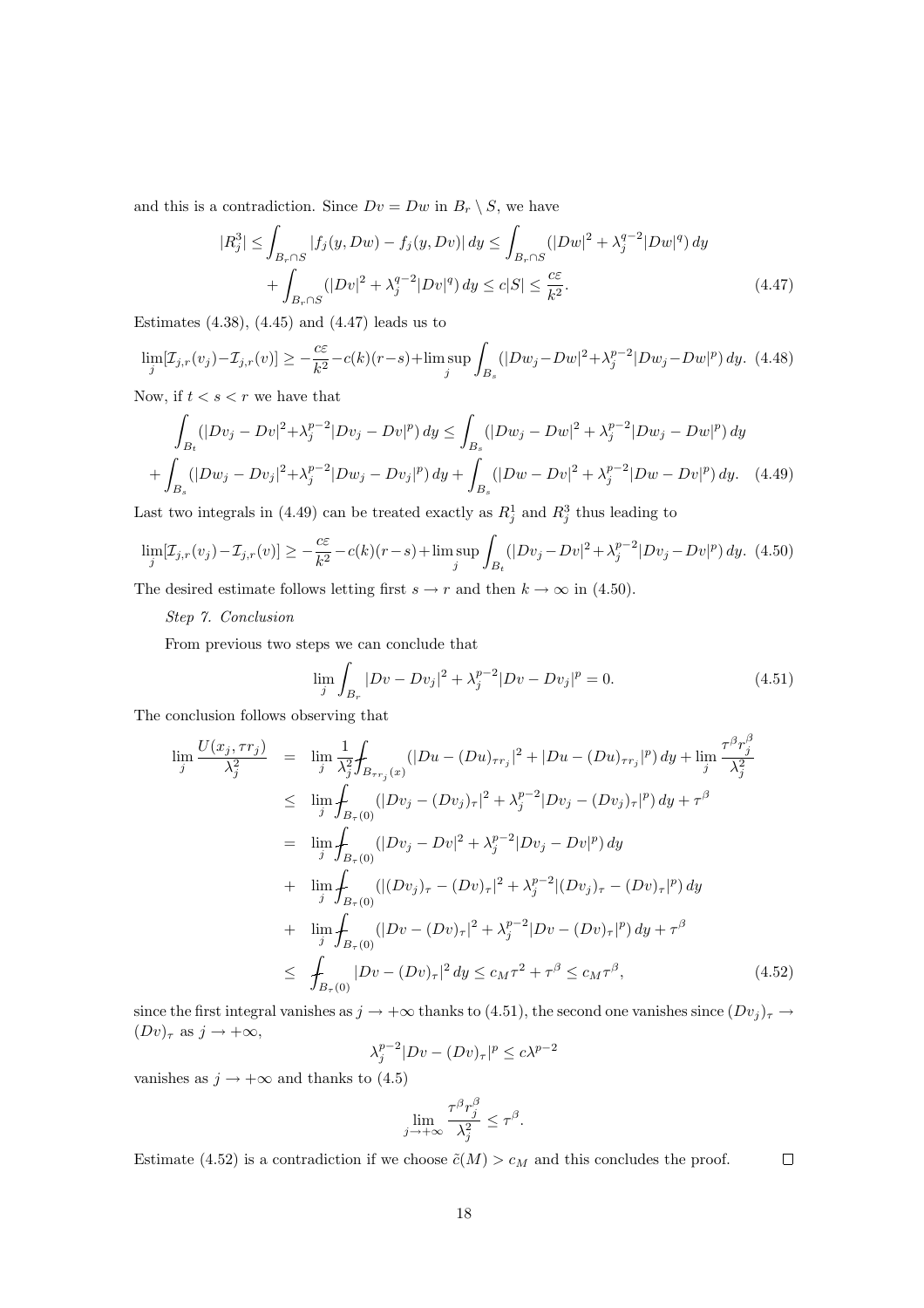and this is a contradiction. Since $Dv = Dw$ in $B_r \setminus S$, we have

$$|R_j^3| \le \int_{B_r \cap S} |f_j(y, Dw) - f_j(y, Dv)|\, dy \le \int_{B_r \cap S} (|Dw|^2 + \lambda_j^{q-2}|Dw|^q)\, dy$$
$$+ \int_{B_r \cap S} (|Dv|^2 + \lambda_j^{q-2}|Dv|^q)\, dy \le c|S| \le \frac{c\varepsilon}{k^2}. \tag{4.47}$$

Estimates (4.38), (4.45) and (4.47) leads us to

$$\lim_j [\mathcal{I}_{j,r}(v_j) - \mathcal{I}_{j,r}(v)] \ge -\frac{c\varepsilon}{k^2} - c(k)(r-s) + \limsup_j \int_{B_s} (|Dw_j - Dw|^2 + \lambda_j^{p-2}|Dw_j - Dw|^p)\, dy. \tag{4.48}$$

Now, if $t < s < r$ we have that

$$\int_{B_t} (|Dv_j - Dv|^2 + \lambda_j^{p-2}|Dv_j - Dv|^p)\, dy \le \int_{B_s} (|Dw_j - Dw|^2 + \lambda_j^{p-2}|Dw_j - Dw|^p)\, dy$$
$$+ \int_{B_s} (|Dw_j - Dv_j|^2 + \lambda_j^{p-2}|Dw_j - Dv_j|^p)\, dy + \int_{B_s} (|Dw - Dv|^2 + \lambda_j^{p-2}|Dw - Dv|^p)\, dy. \tag{4.49}$$

Last two integrals in (4.49) can be treated exactly as $R_j^1$ and $R_j^3$ thus leading to

$$\lim_j [\mathcal{I}_{j,r}(v_j) - \mathcal{I}_{j,r}(v)] \ge -\frac{c\varepsilon}{k^2} - c(k)(r-s) + \limsup_j \int_{B_t} (|Dv_j - Dv|^2 + \lambda_j^{p-2}|Dv_j - Dv|^p)\, dy. \tag{4.50}$$

The desired estimate follows letting first $s \to r$ and then $k \to \infty$ in (4.50).

*Step 7. Conclusion*

From previous two steps we can conclude that

$$\lim_j \int_{B_r} |Dv - Dv_j|^2 + \lambda_j^{p-2}|Dv - Dv_j|^p = 0. \tag{4.51}$$

The conclusion follows observing that

$$\begin{aligned}
\lim_j \frac{U(x_j, \tau r_j)}{\lambda_j^2} &= \lim_j \frac{1}{\lambda_j^2} \fint_{B_{\tau r_j}(x)} (|Du - (Du)_{\tau r_j}|^2 + |Du - (Du)_{\tau r_j}|^p)\, dy + \lim_j \frac{\tau^\beta r_j^\beta}{\lambda_j^2} \\
&\le \lim_j \fint_{B_\tau(0)} (|Dv_j - (Dv_j)_\tau|^2 + \lambda_j^{p-2}|Dv_j - (Dv_j)_\tau|^p)\, dy + \tau^\beta \\
&= \lim_j \fint_{B_\tau(0)} (|Dv_j - Dv|^2 + \lambda_j^{p-2}|Dv_j - Dv|^p)\, dy \\
&+ \lim_j \fint_{B_\tau(0)} (|(Dv_j)_\tau - (Dv)_\tau|^2 + \lambda_j^{p-2}|(Dv_j)_\tau - (Dv)_\tau|^p)\, dy \\
&+ \lim_j \fint_{B_\tau(0)} (|Dv - (Dv)_\tau|^2 + \lambda_j^{p-2}|Dv - (Dv)_\tau|^p)\, dy + \tau^\beta \\
&\le \fint_{B_\tau(0)} |Dv - (Dv)_\tau|^2\, dy \le c_M \tau^2 + \tau^\beta \le c_M \tau^\beta,
\end{aligned} \tag{4.52}$$

since the first integral vanishes as $j \to +\infty$ thanks to (4.51), the second one vanishes since $(Dv_j)_\tau \to (Dv)_\tau$ as $j \to +\infty$,

$$\lambda_j^{p-2}|Dv - (Dv)_\tau|^p \le c\lambda^{p-2}$$

vanishes as $j \to +\infty$ and thanks to (4.5)

$$\lim_{j \to +\infty} \frac{\tau^\beta r_j^\beta}{\lambda_j^2} \le \tau^\beta.$$

Estimate (4.52) is a contradiction if we choose $\tilde{c}(M) > c_M$ and this concludes the proof. $\square$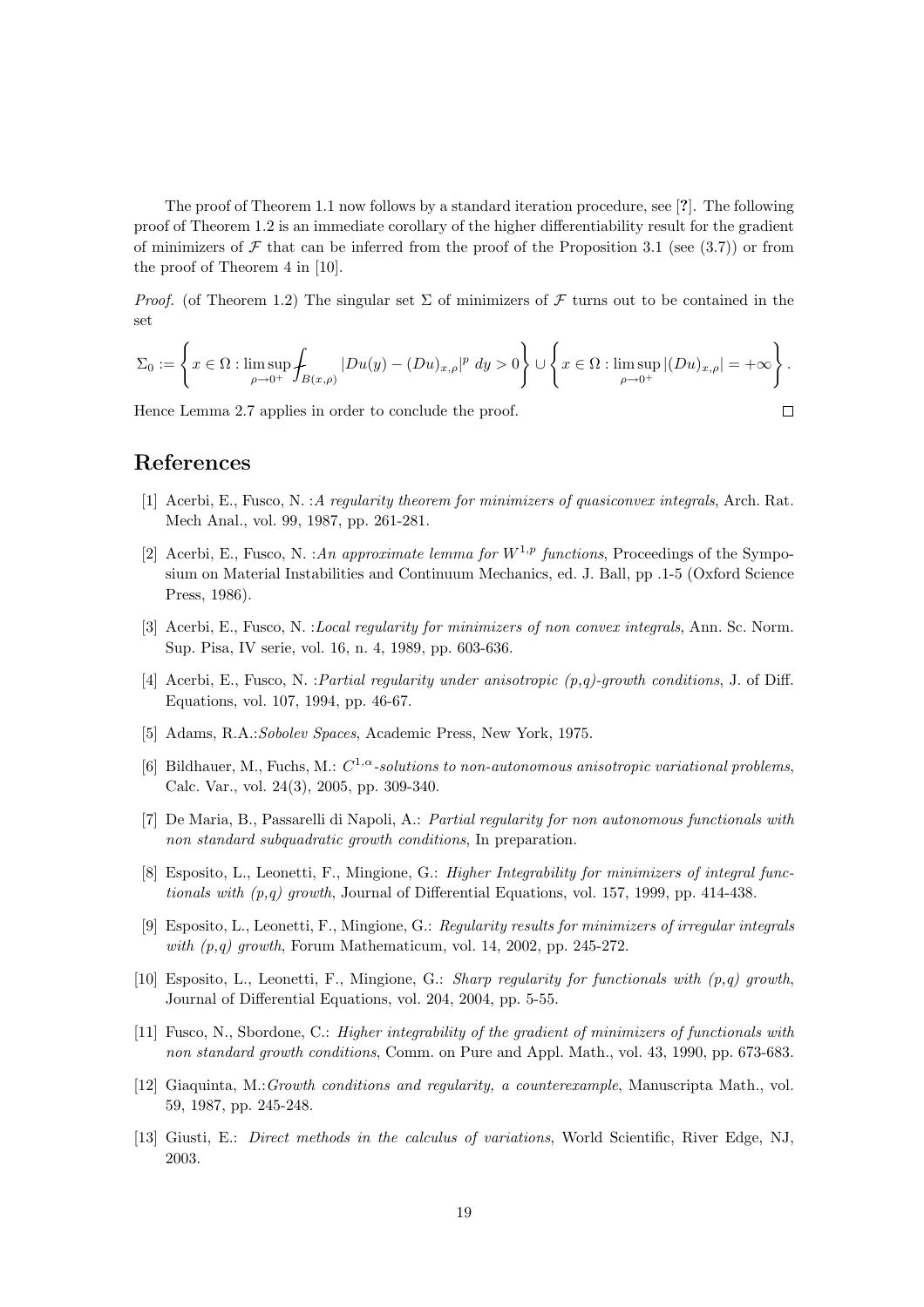The proof of Theorem 1.1 now follows by a standard iteration procedure, see [**?**]. The following proof of Theorem 1.2 is an immediate corollary of the higher differentiability result for the gradient of minimizers of $\mathcal{F}$ that can be inferred from the proof of the Proposition 3.1 (see (3.7)) or from the proof of Theorem 4 in [10].

*Proof.* (of Theorem 1.2) The singular set $\Sigma$ of minimizers of $\mathcal{F}$ turns out to be contained in the set

$$\Sigma_0 := \left\{ x \in \Omega : \limsup_{\rho \to 0^+} \fint_{B(x,\rho)} |Du(y) - (Du)_{x,\rho}|^p \, dy > 0 \right\} \cup \left\{ x \in \Omega : \limsup_{\rho \to 0^+} |(Du)_{x,\rho}| = +\infty \right\}.$$

Hence Lemma 2.7 applies in order to conclude the proof. ∎

# References

[1] Acerbi, E., Fusco, N. :*A regularity theorem for minimizers of quasiconvex integrals*, Arch. Rat. Mech Anal., vol. 99, 1987, pp. 261-281.

[2] Acerbi, E., Fusco, N. :*An approximate lemma for $W^{1,p}$ functions*, Proceedings of the Symposium on Material Instabilities and Continuum Mechanics, ed. J. Ball, pp .1-5 (Oxford Science Press, 1986).

[3] Acerbi, E., Fusco, N. :*Local regularity for minimizers of non convex integrals*, Ann. Sc. Norm. Sup. Pisa, IV serie, vol. 16, n. 4, 1989, pp. 603-636.

[4] Acerbi, E., Fusco, N. :*Partial regularity under anisotropic (p,q)-growth conditions*, J. of Diff. Equations, vol. 107, 1994, pp. 46-67.

[5] Adams, R.A.:*Sobolev Spaces*, Academic Press, New York, 1975.

[6] Bildhauer, M., Fuchs, M.: *$C^{1,\alpha}$-solutions to non-autonomous anisotropic variational problems*, Calc. Var., vol. 24(3), 2005, pp. 309-340.

[7] De Maria, B., Passarelli di Napoli, A.: *Partial regularity for non autonomous functionals with non standard subquadratic growth conditions*, In preparation.

[8] Esposito, L., Leonetti, F., Mingione, G.: *Higher Integrability for minimizers of integral functionals with (p,q) growth*, Journal of Differential Equations, vol. 157, 1999, pp. 414-438.

[9] Esposito, L., Leonetti, F., Mingione, G.: *Regularity results for minimizers of irregular integrals with (p,q) growth*, Forum Mathematicum, vol. 14, 2002, pp. 245-272.

[10] Esposito, L., Leonetti, F., Mingione, G.: *Sharp regularity for functionals with (p,q) growth*, Journal of Differential Equations, vol. 204, 2004, pp. 5-55.

[11] Fusco, N., Sbordone, C.: *Higher integrability of the gradient of minimizers of functionals with non standard growth conditions*, Comm. on Pure and Appl. Math., vol. 43, 1990, pp. 673-683.

[12] Giaquinta, M.:*Growth conditions and regularity, a counterexample*, Manuscripta Math., vol. 59, 1987, pp. 245-248.

[13] Giusti, E.: *Direct methods in the calculus of variations*, World Scientific, River Edge, NJ, 2003.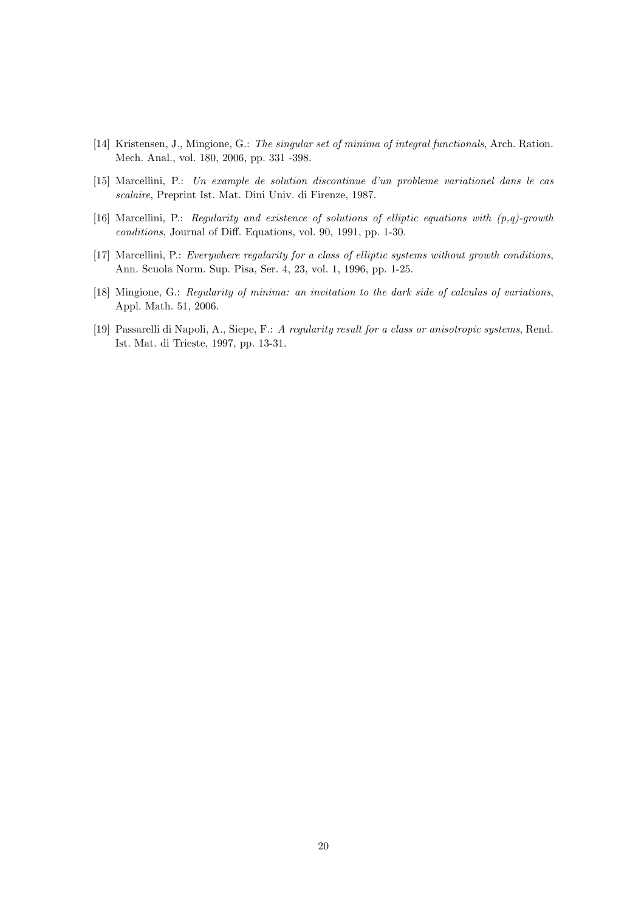[14] Kristensen, J., Mingione, G.: *The singular set of minima of integral functionals*, Arch. Ration. Mech. Anal., vol. 180, 2006, pp. 331 -398.

[15] Marcellini, P.: *Un example de solution discontinue d'un probleme variationel dans le cas scalaire*, Preprint Ist. Mat. Dini Univ. di Firenze, 1987.

[16] Marcellini, P.: *Regularity and existence of solutions of elliptic equations with (p,q)-growth conditions*, Journal of Diff. Equations, vol. 90, 1991, pp. 1-30.

[17] Marcellini, P.: *Everywhere regularity for a class of elliptic systems without growth conditions*, Ann. Scuola Norm. Sup. Pisa, Ser. 4, 23, vol. 1, 1996, pp. 1-25.

[18] Mingione, G.: *Regularity of minima: an invitation to the dark side of calculus of variations*, Appl. Math. 51, 2006.

[19] Passarelli di Napoli, A., Siepe, F.: *A regularity result for a class or anisotropic systems*, Rend. Ist. Mat. di Trieste, 1997, pp. 13-31.